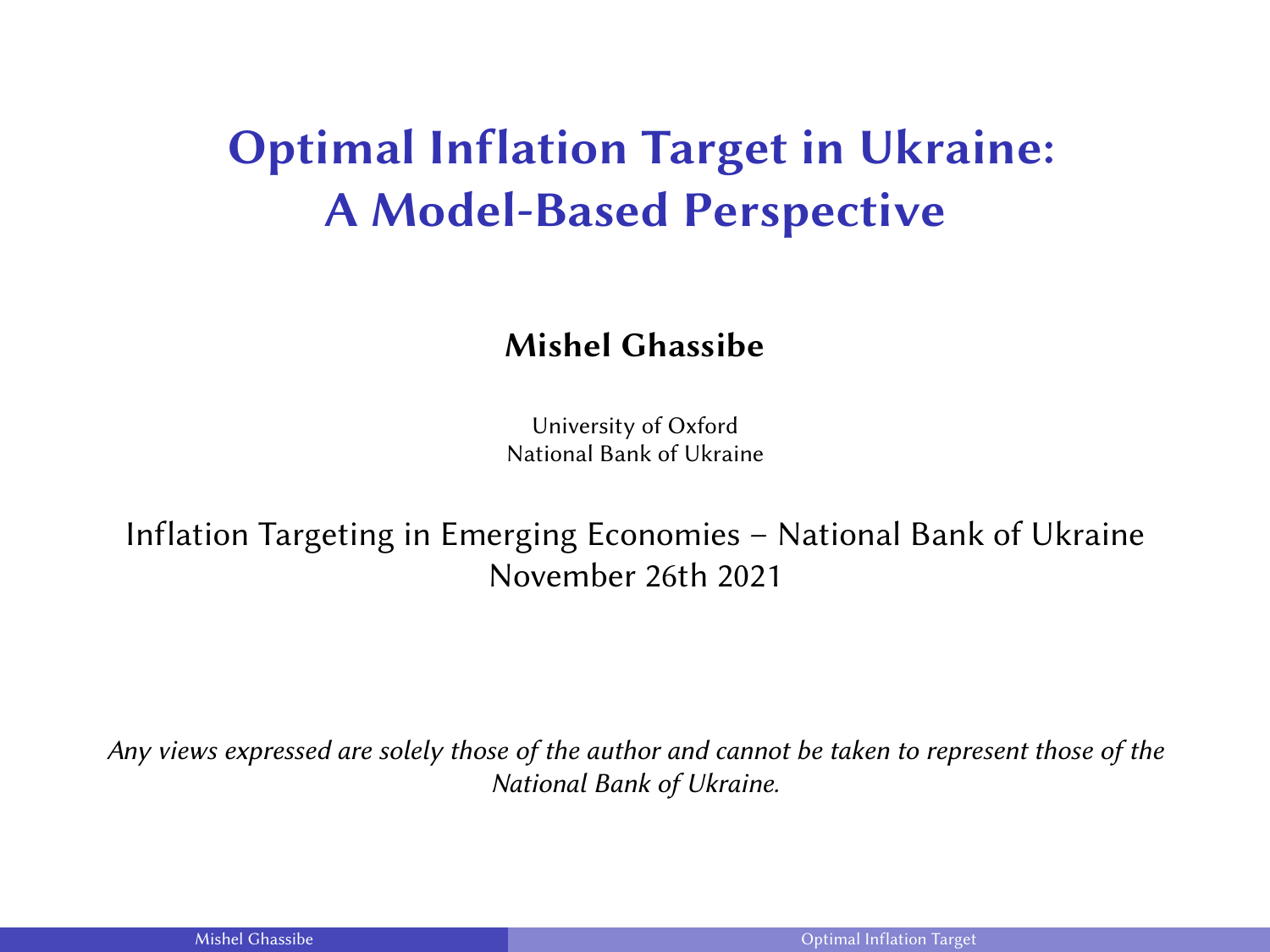# Optimal Inflation Target in Ukraine: A Model-Based Perspective

**Mishel Ghassibe**

University of Oxford
National Bank of Ukraine

Inflation Targeting in Emerging Economies – National Bank of Ukraine
November 26th 2021

*Any views expressed are solely those of the author and cannot be taken to represent those of the National Bank of Ukraine.*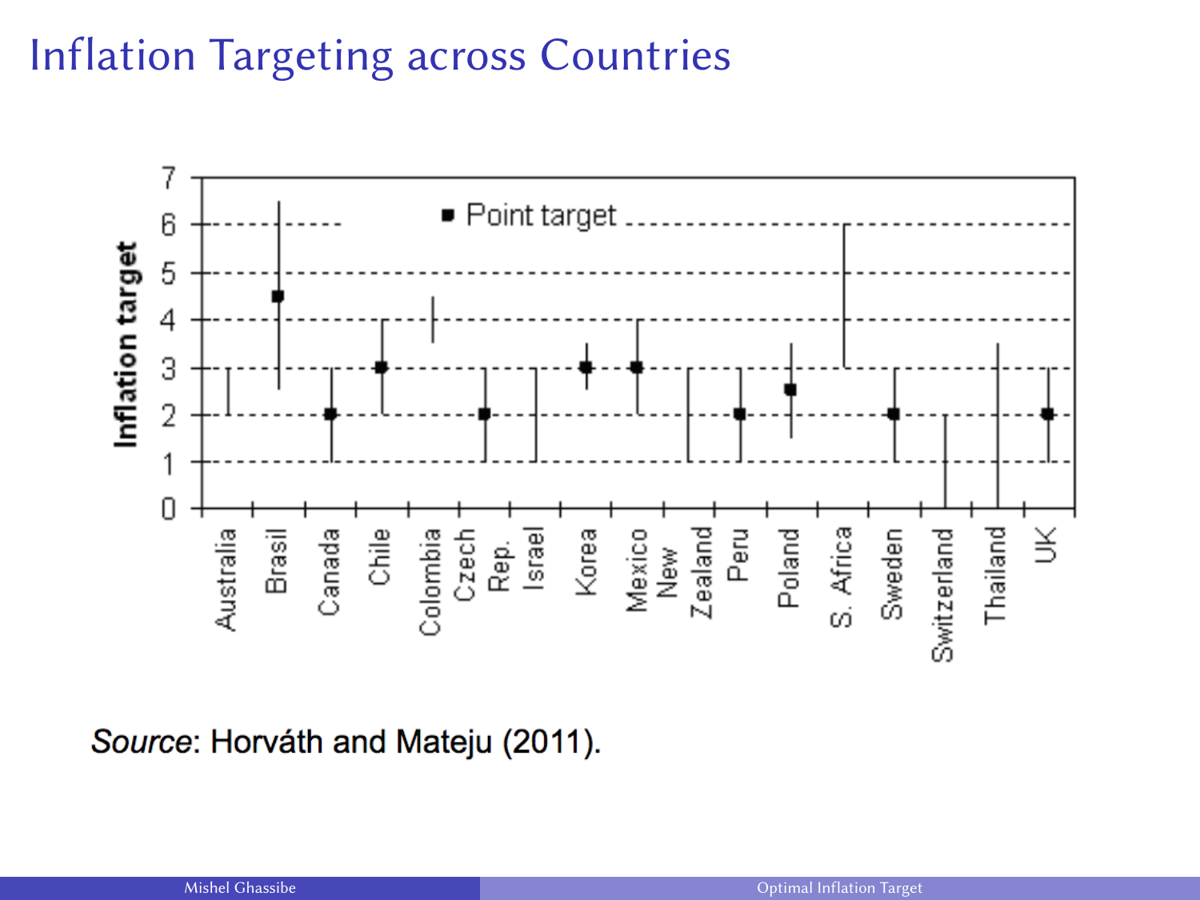# Inflation Targeting across Countries

*Source*: Horváth and Mateju (2011).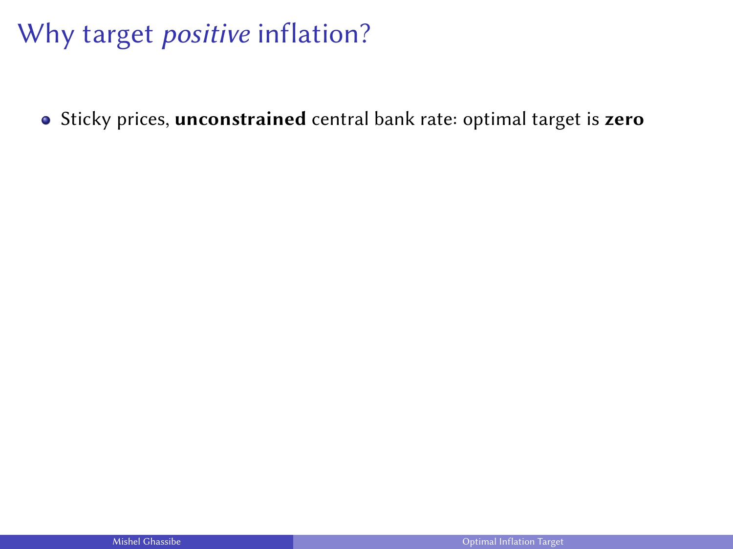# Why target *positive* inflation?

- Sticky prices, **unconstrained** central bank rate: optimal target is **zero**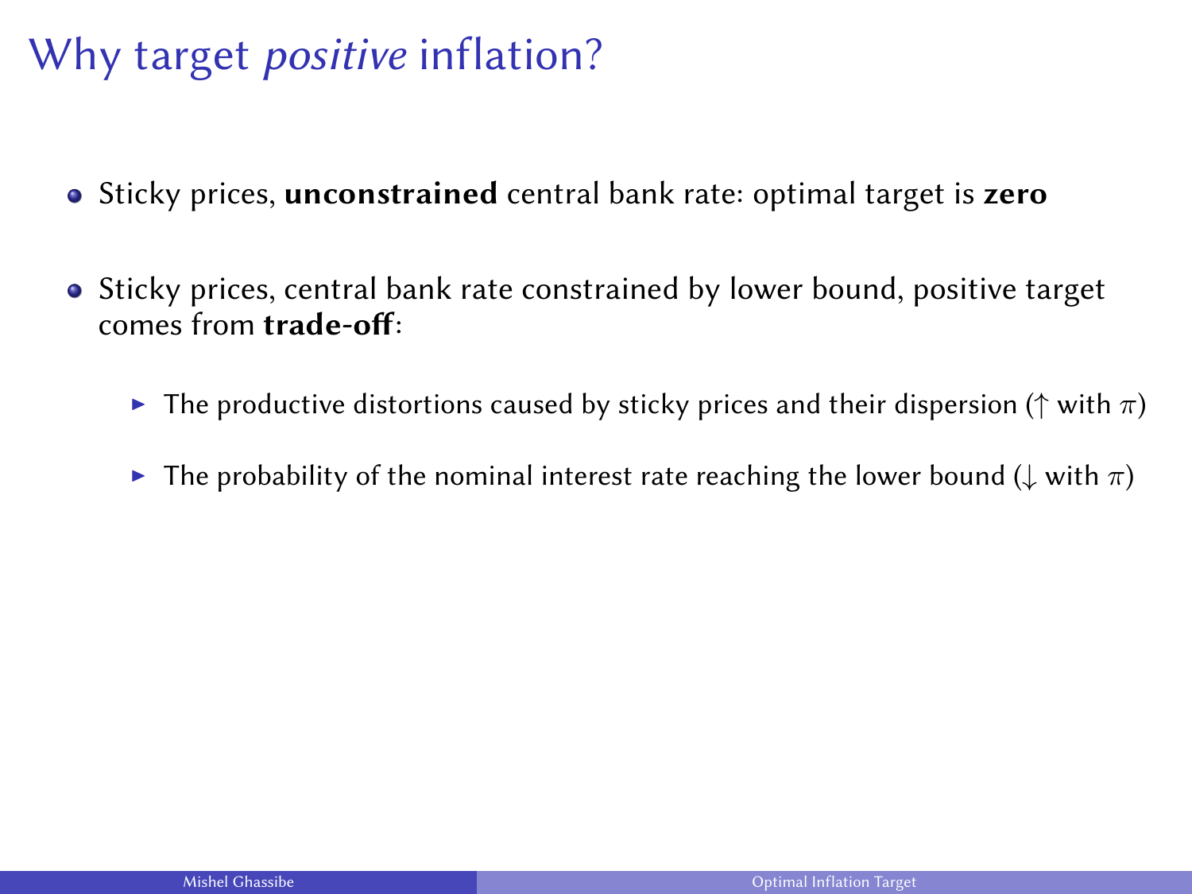# Why target *positive* inflation?

- Sticky prices, **unconstrained** central bank rate: optimal target is **zero**
- Sticky prices, central bank rate constrained by lower bound, positive target comes from **trade-off**:
  - The productive distortions caused by sticky prices and their dispersion ($\uparrow$ with $\pi$)
  - The probability of the nominal interest rate reaching the lower bound ($\downarrow$ with $\pi$)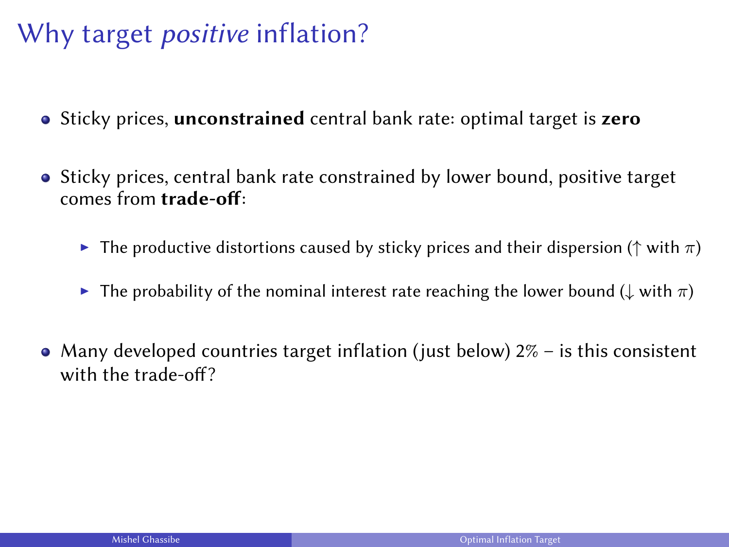# Why target *positive* inflation?

- Sticky prices, **unconstrained** central bank rate: optimal target is **zero**
- Sticky prices, central bank rate constrained by lower bound, positive target comes from **trade-off**:
  - The productive distortions caused by sticky prices and their dispersion ($\uparrow$ with $\pi$)
  - The probability of the nominal interest rate reaching the lower bound ($\downarrow$ with $\pi$)
- Many developed countries target inflation (just below) 2% – is this consistent with the trade-off?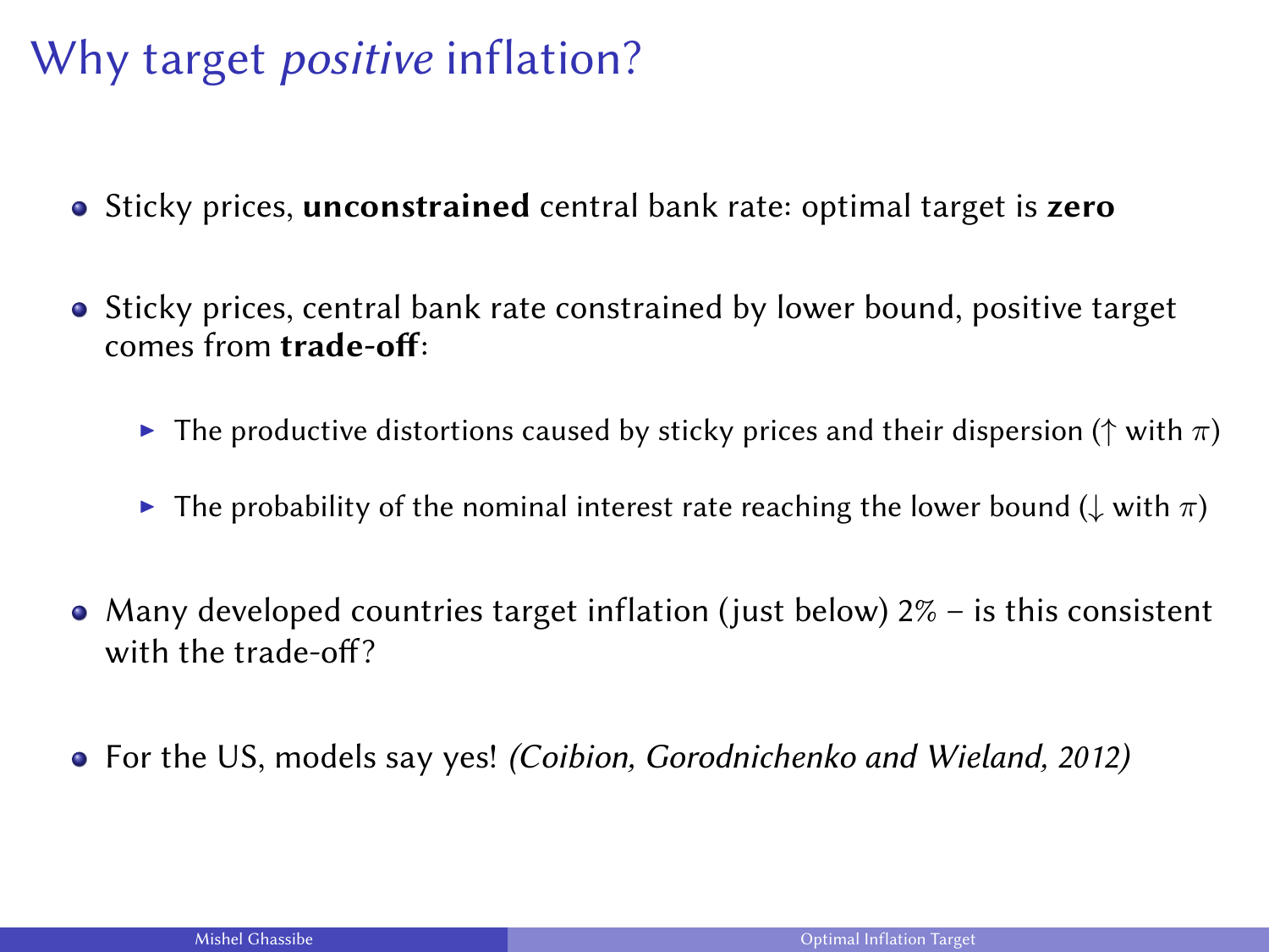# Why target *positive* inflation?

- Sticky prices, **unconstrained** central bank rate: optimal target is **zero**
- Sticky prices, central bank rate constrained by lower bound, positive target comes from **trade-off**:
  - The productive distortions caused by sticky prices and their dispersion ($\uparrow$ with $\pi$)
  - The probability of the nominal interest rate reaching the lower bound ($\downarrow$ with $\pi$)
- Many developed countries target inflation (just below) 2% – is this consistent with the trade-off?
- For the US, models say yes! *(Coibion, Gorodnichenko and Wieland, 2012)*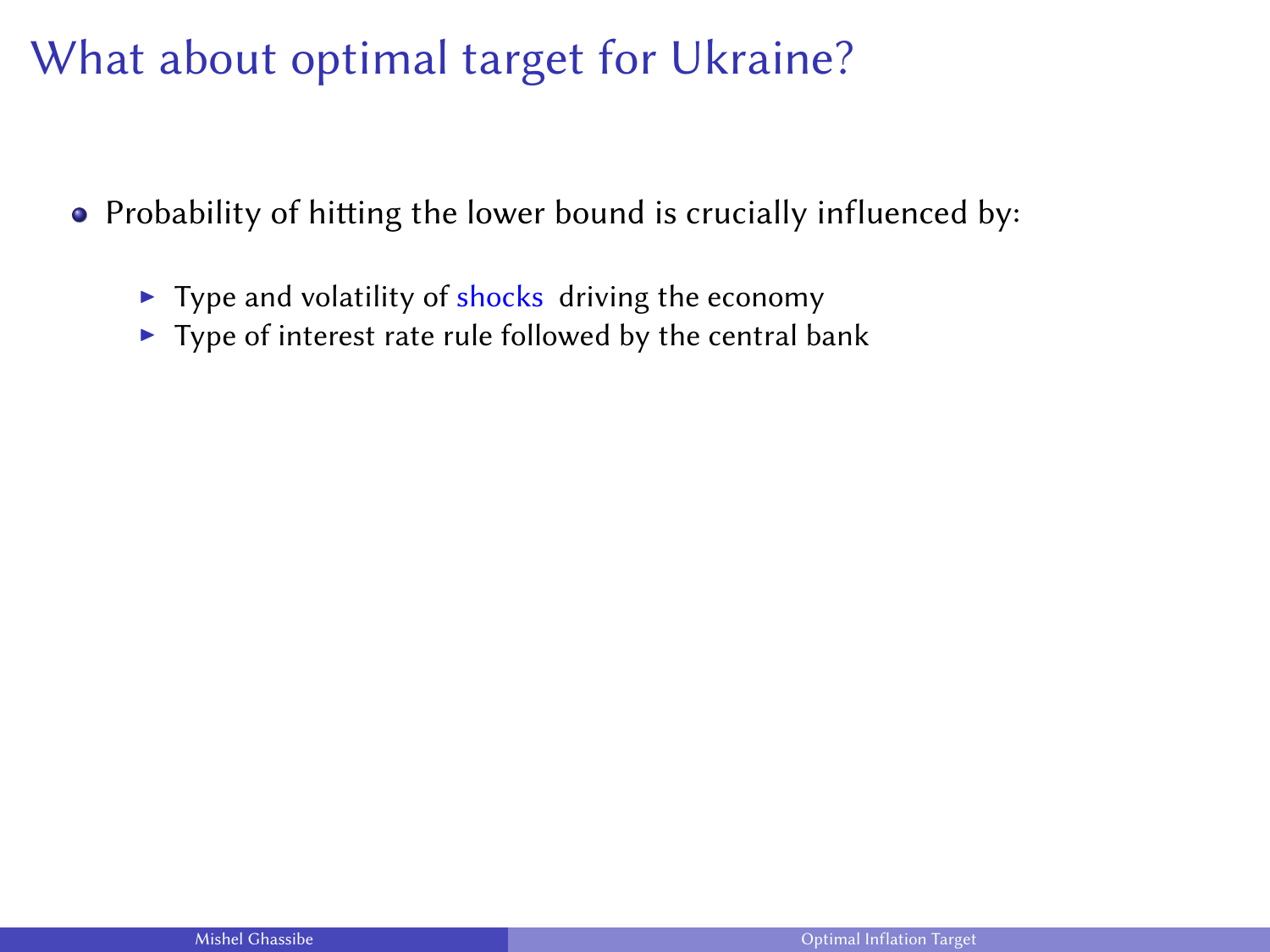# What about optimal target for Ukraine?

- Probability of hitting the lower bound is crucially influenced by:
  - Type and volatility of shocks driving the economy
  - Type of interest rate rule followed by the central bank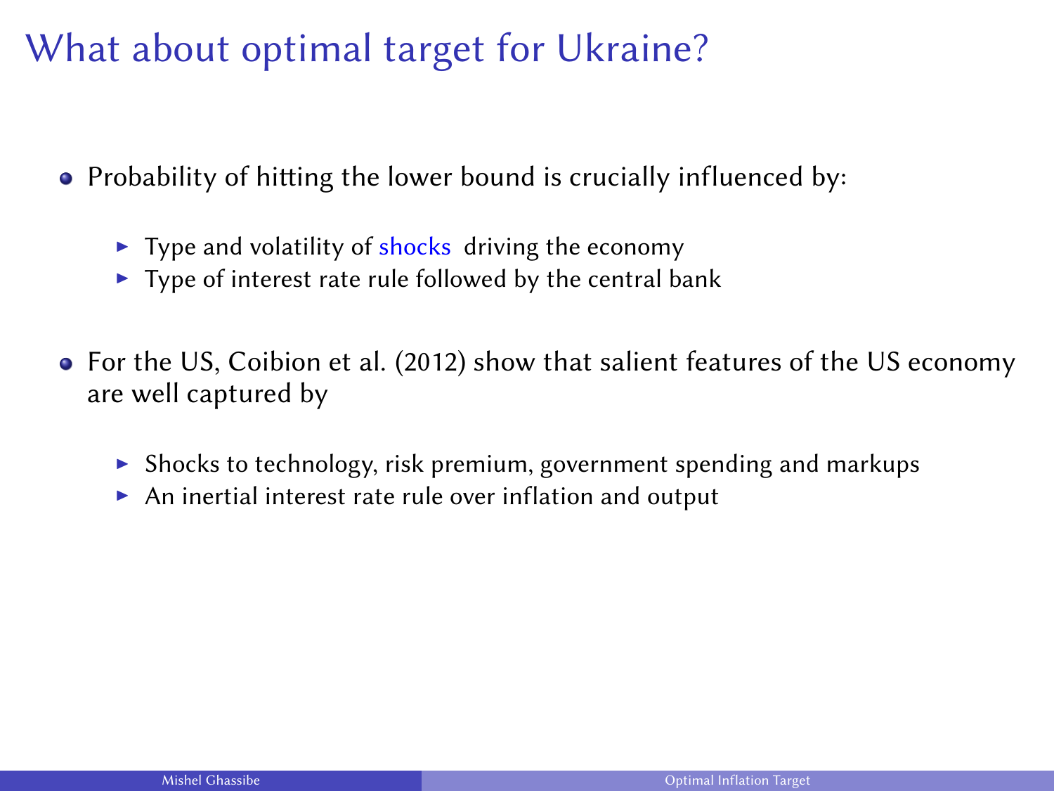# What about optimal target for Ukraine?

- Probability of hitting the lower bound is crucially influenced by:
  - Type and volatility of shocks driving the economy
  - Type of interest rate rule followed by the central bank
- For the US, Coibion et al. (2012) show that salient features of the US economy are well captured by
  - Shocks to technology, risk premium, government spending and markups
  - An inertial interest rate rule over inflation and output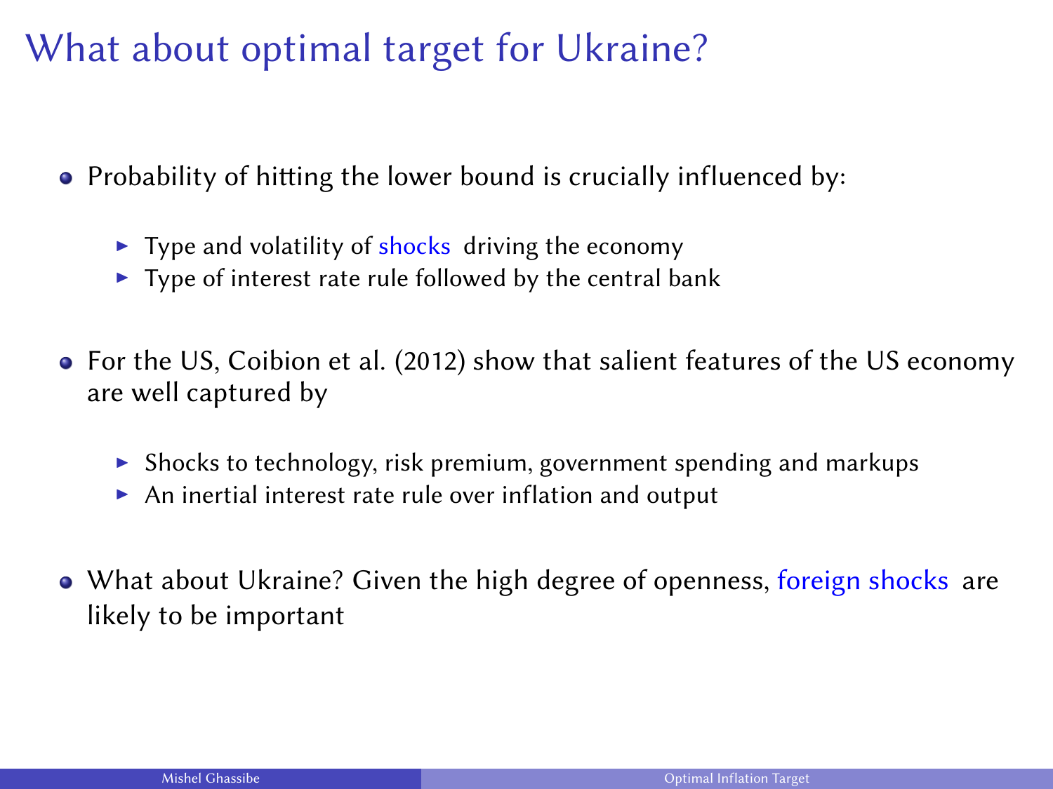# What about optimal target for Ukraine?

- Probability of hitting the lower bound is crucially influenced by:
  - Type and volatility of shocks driving the economy
  - Type of interest rate rule followed by the central bank
- For the US, Coibion et al. (2012) show that salient features of the US economy are well captured by
  - Shocks to technology, risk premium, government spending and markups
  - An inertial interest rate rule over inflation and output
- What about Ukraine? Given the high degree of openness, foreign shocks are likely to be important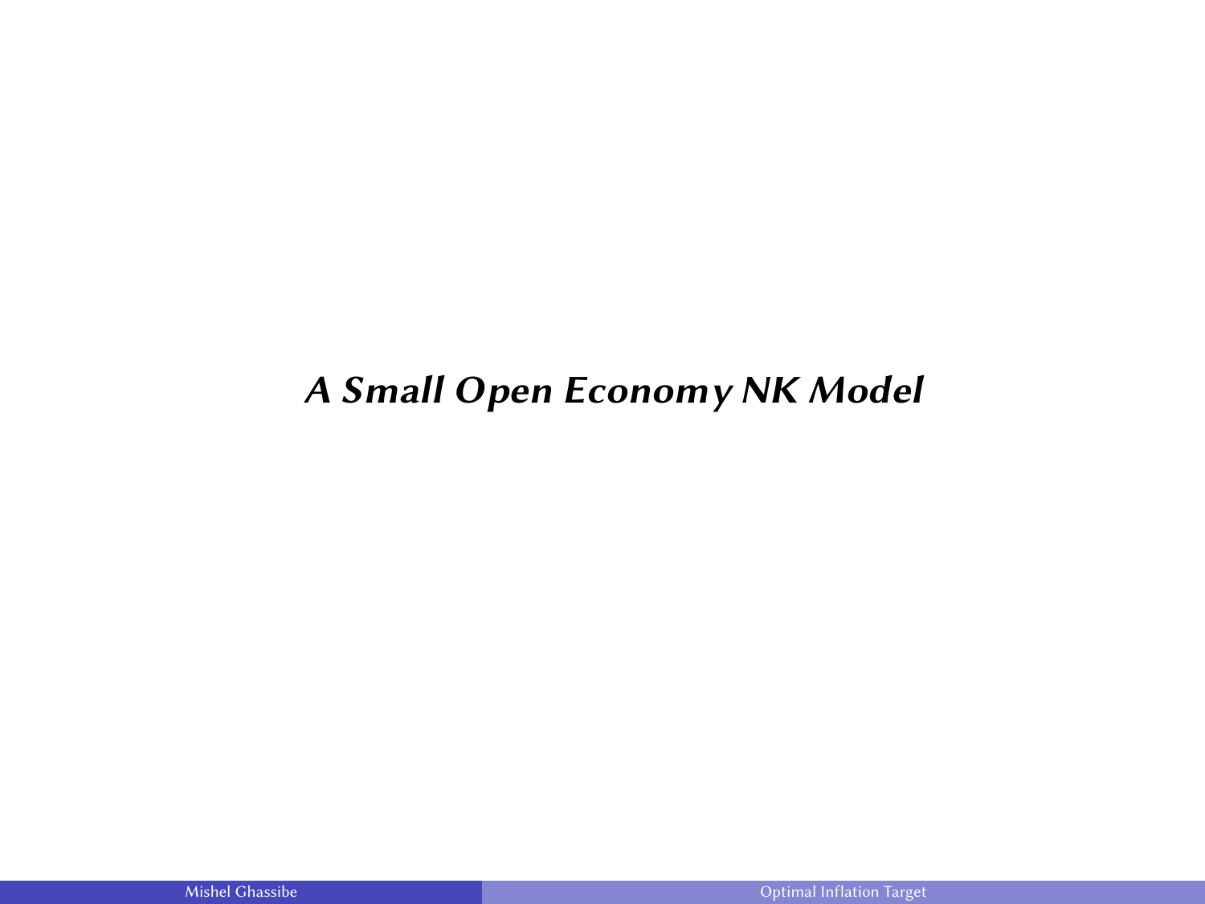# *A Small Open Economy NK Model*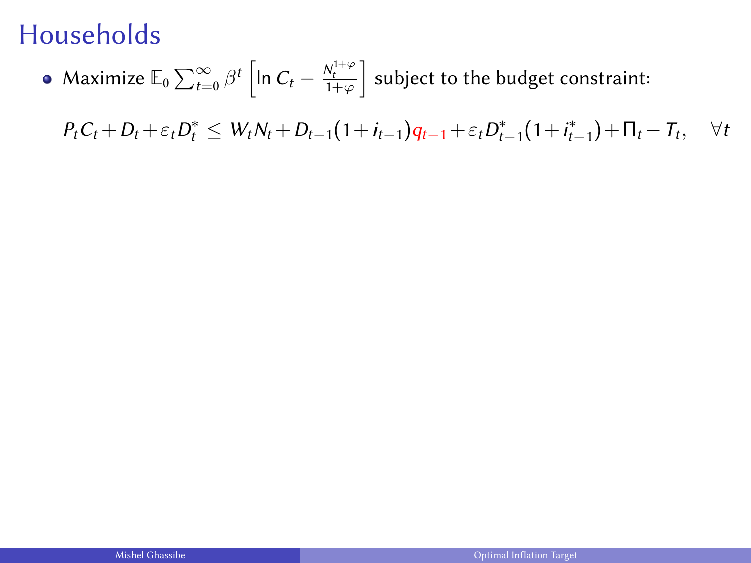# Households

- Maximize $\mathbb{E}_0 \sum_{t=0}^{\infty} \beta^t \left[ \ln C_t - \frac{N_t^{1+\varphi}}{1+\varphi} \right]$ subject to the budget constraint:

$$P_t C_t + D_t + \varepsilon_t D_t^* \leq W_t N_t + D_{t-1}(1 + i_{t-1}) q_{t-1} + \varepsilon_t D_{t-1}^*(1 + i_{t-1}^*) + \Pi_t - T_t, \quad \forall t$$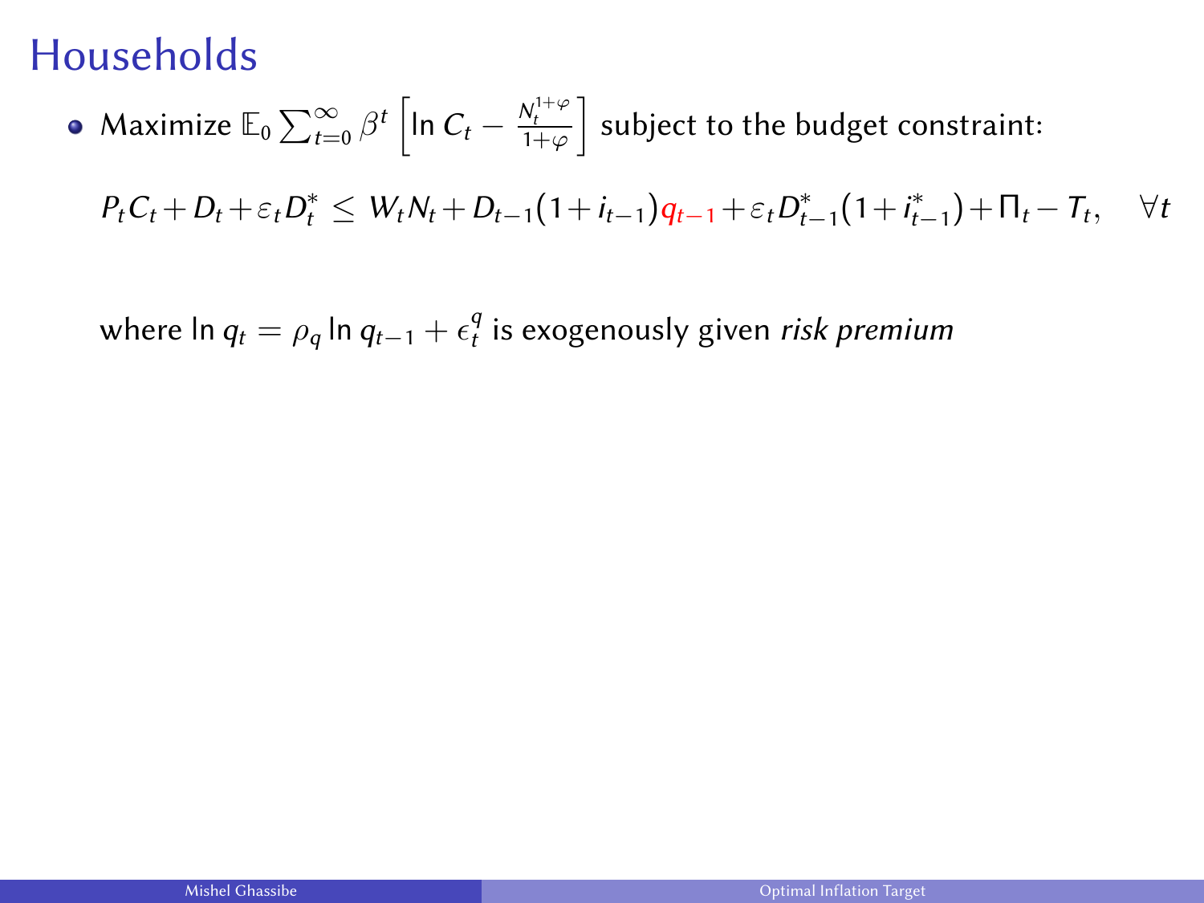# Households

- Maximize $\mathbb{E}_0 \sum_{t=0}^{\infty} \beta^t \left[ \ln C_t - \frac{N_t^{1+\varphi}}{1+\varphi} \right]$ subject to the budget constraint:

$$P_t C_t + D_t + \varepsilon_t D_t^* \leq W_t N_t + D_{t-1}(1 + i_{t-1}) q_{t-1} + \varepsilon_t D_{t-1}^*(1 + i_{t-1}^*) + \Pi_t - T_t, \quad \forall t$$

where $\ln q_t = \rho_q \ln q_{t-1} + \epsilon_t^q$ is exogenously given *risk premium*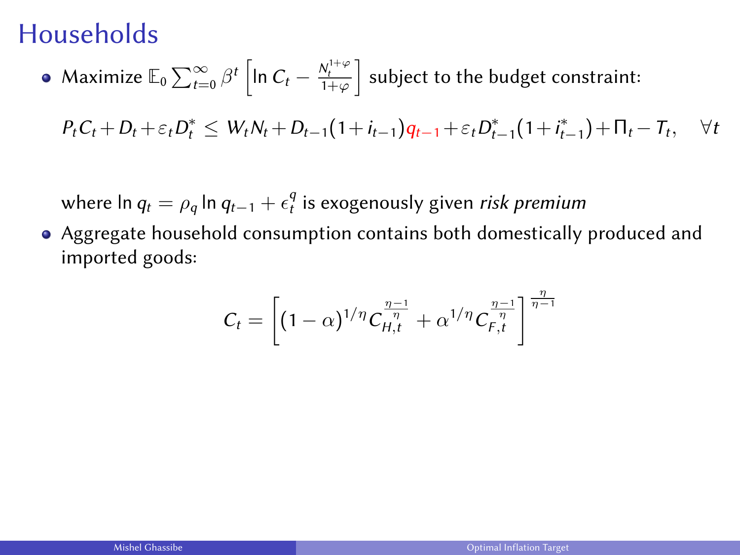# Households

- Maximize $\mathbb{E}_0 \sum_{t=0}^{\infty} \beta^t \left[ \ln C_t - \frac{N_t^{1+\varphi}}{1+\varphi} \right]$ subject to the budget constraint:

  $$P_t C_t + D_t + \varepsilon_t D_t^* \leq W_t N_t + D_{t-1}(1+i_{t-1}) q_{t-1} + \varepsilon_t D_{t-1}^*(1+i_{t-1}^*) + \Pi_t - T_t, \quad \forall t$$

  where $\ln q_t = \rho_q \ln q_{t-1} + \epsilon_t^q$ is exogenously given *risk premium*

- Aggregate household consumption contains both domestically produced and imported goods:

  $$C_t = \left[ (1-\alpha)^{1/\eta} C_{H,t}^{\frac{\eta-1}{\eta}} + \alpha^{1/\eta} C_{F,t}^{\frac{\eta-1}{\eta}} \right]^{\frac{\eta}{\eta-1}}$$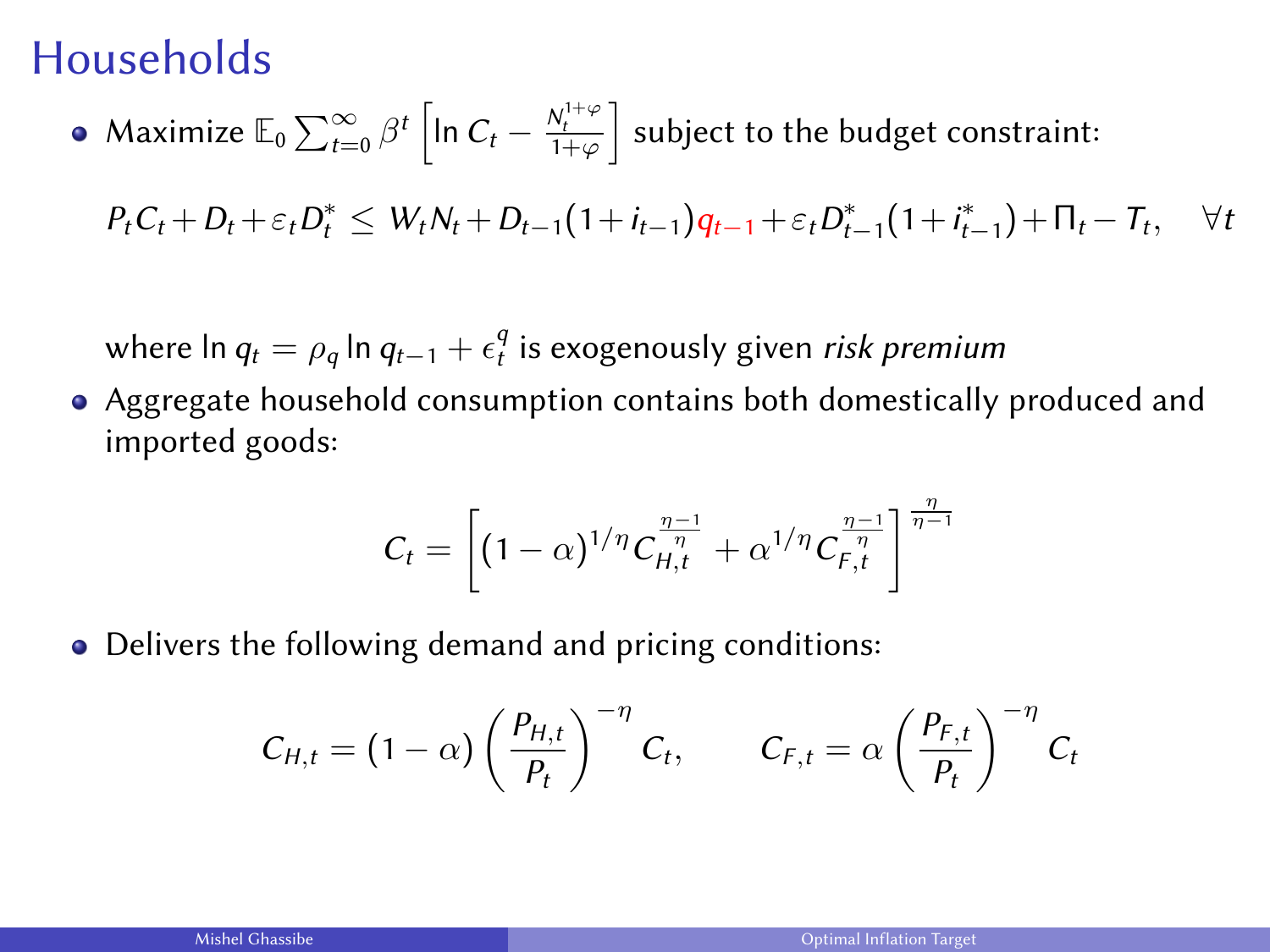# Households

- Maximize $\mathbb{E}_0 \sum_{t=0}^{\infty} \beta^t \left[ \ln C_t - \frac{N_t^{1+\varphi}}{1+\varphi} \right]$ subject to the budget constraint:

$$P_t C_t + D_t + \varepsilon_t D_t^* \leq W_t N_t + D_{t-1}(1+i_{t-1}) q_{t-1} + \varepsilon_t D_{t-1}^*(1+i_{t-1}^*) + \Pi_t - T_t, \quad \forall t$$

  where $\ln q_t = \rho_q \ln q_{t-1} + \epsilon_t^q$ is exogenously given *risk premium*

- Aggregate household consumption contains both domestically produced and imported goods:

$$C_t = \left[ (1-\alpha)^{1/\eta} C_{H,t}^{\frac{\eta-1}{\eta}} + \alpha^{1/\eta} C_{F,t}^{\frac{\eta-1}{\eta}} \right]^{\frac{\eta}{\eta-1}}$$

- Delivers the following demand and pricing conditions:

$$C_{H,t} = (1-\alpha) \left( \frac{P_{H,t}}{P_t} \right)^{-\eta} C_t, \qquad C_{F,t} = \alpha \left( \frac{P_{F,t}}{P_t} \right)^{-\eta} C_t$$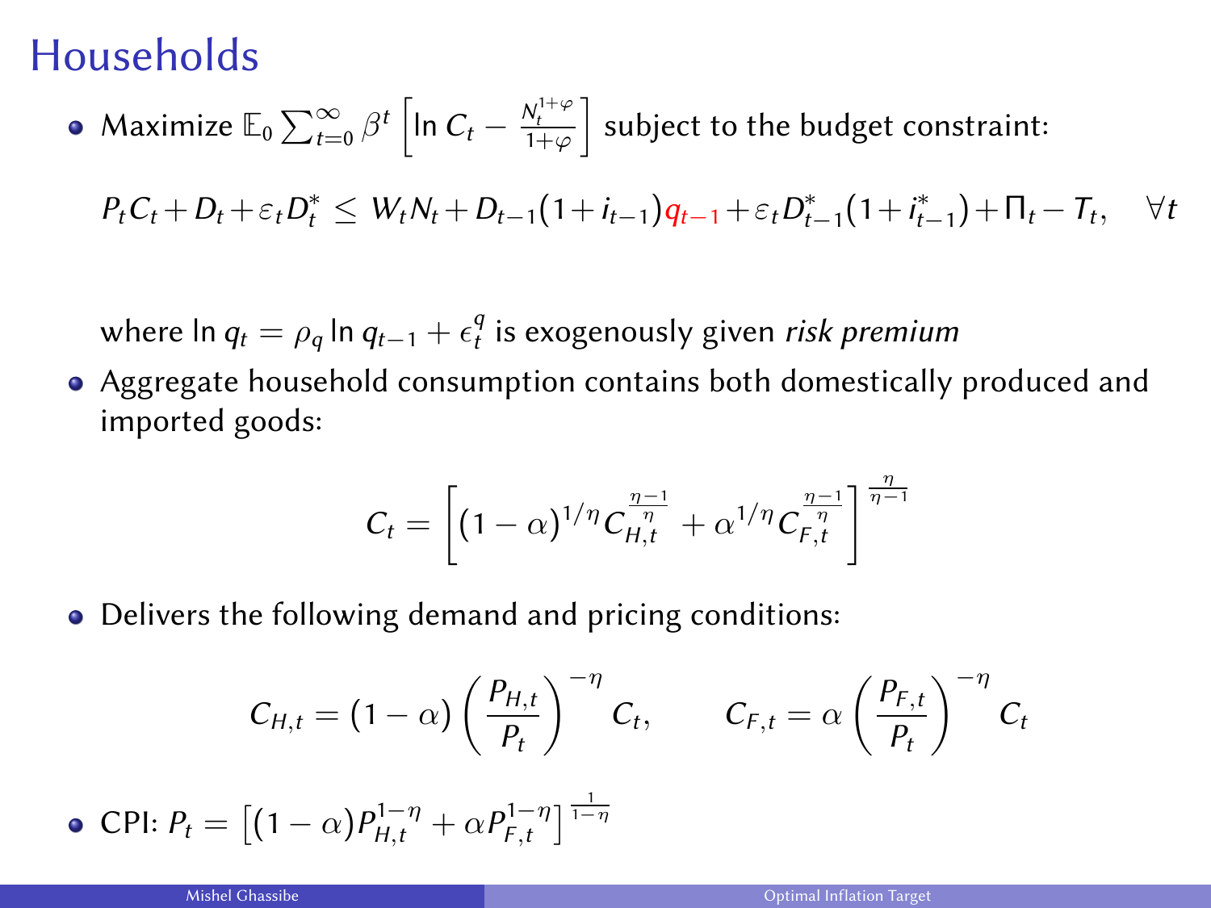# Households

- Maximize $\mathbb{E}_0 \sum_{t=0}^{\infty} \beta^t \left[ \ln C_t - \frac{N_t^{1+\varphi}}{1+\varphi} \right]$ subject to the budget constraint:

$$P_t C_t + D_t + \varepsilon_t D_t^* \leq W_t N_t + D_{t-1}(1+i_{t-1}) q_{t-1} + \varepsilon_t D_{t-1}^*(1+i_{t-1}^*) + \Pi_t - T_t, \quad \forall t$$

  where $\ln q_t = \rho_q \ln q_{t-1} + \epsilon_t^q$ is exogenously given *risk premium*

- Aggregate household consumption contains both domestically produced and imported goods:

$$C_t = \left[ (1-\alpha)^{1/\eta} C_{H,t}^{\frac{\eta-1}{\eta}} + \alpha^{1/\eta} C_{F,t}^{\frac{\eta-1}{\eta}} \right]^{\frac{\eta}{\eta-1}}$$

- Delivers the following demand and pricing conditions:

$$C_{H,t} = (1-\alpha) \left( \frac{P_{H,t}}{P_t} \right)^{-\eta} C_t, \qquad C_{F,t} = \alpha \left( \frac{P_{F,t}}{P_t} \right)^{-\eta} C_t$$

- CPI: $P_t = \left[ (1-\alpha) P_{H,t}^{1-\eta} + \alpha P_{F,t}^{1-\eta} \right]^{\frac{1}{1-\eta}}$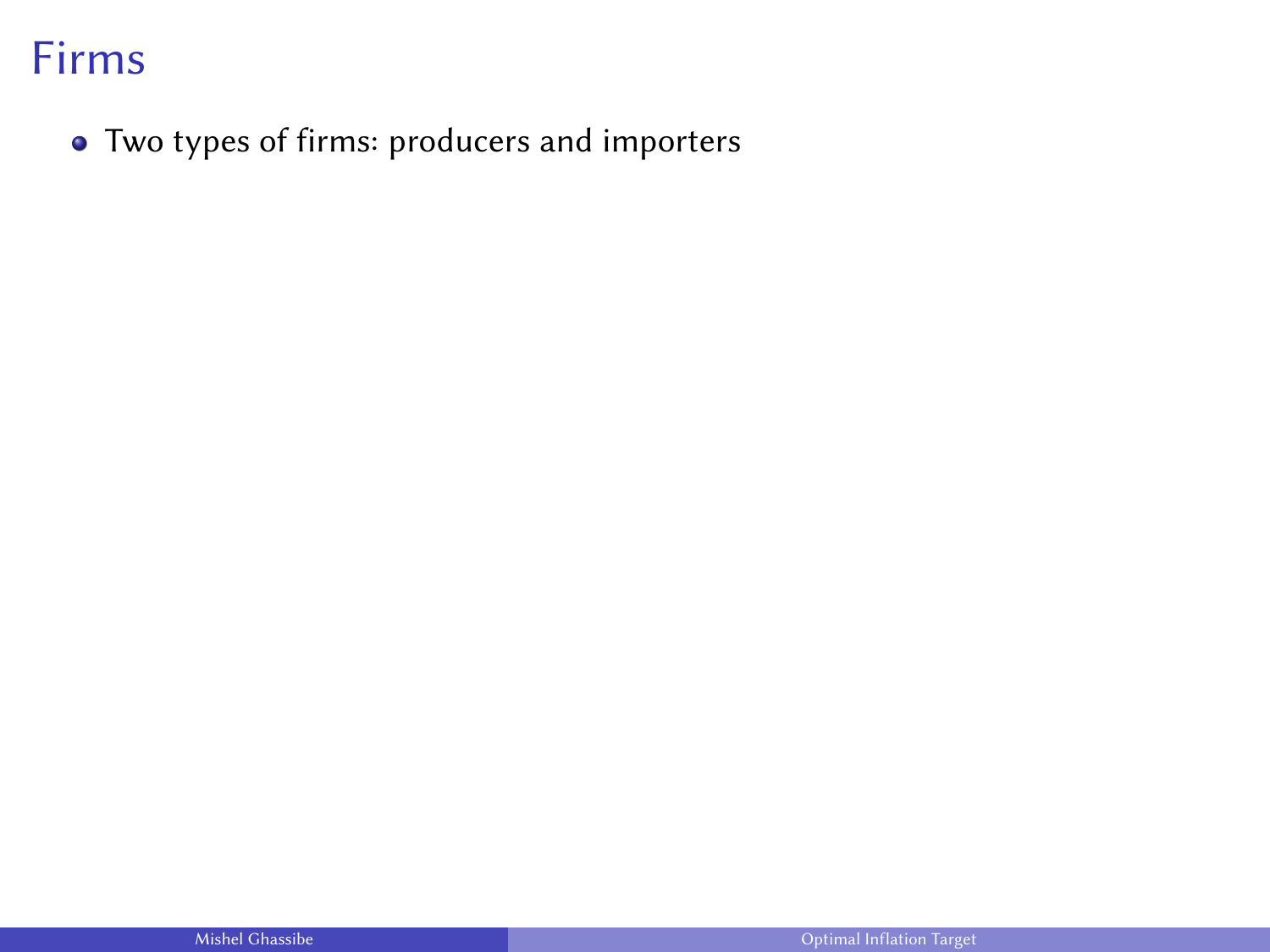# Firms

- Two types of firms: producers and importers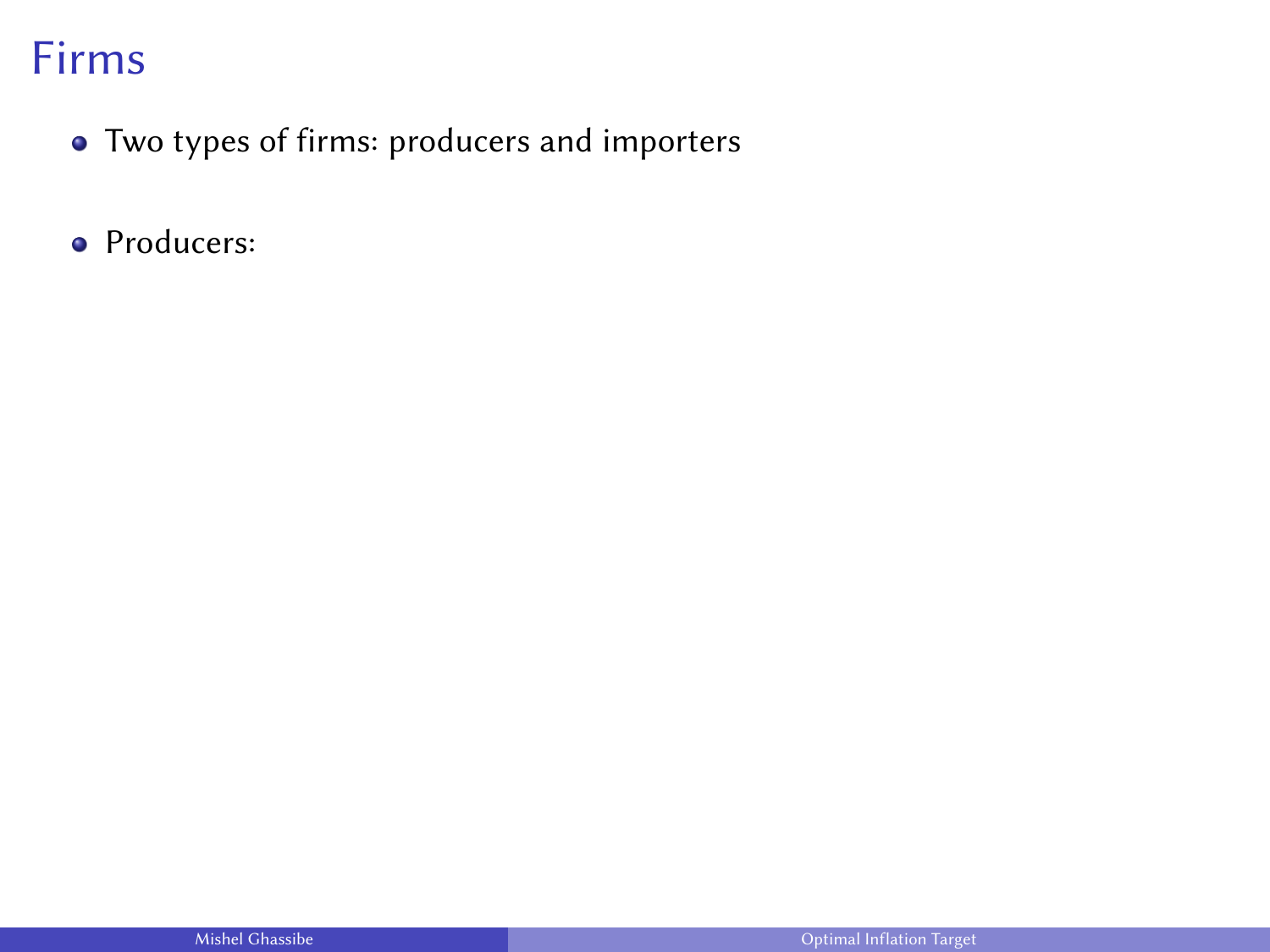# Firms

- Two types of firms: producers and importers
- Producers: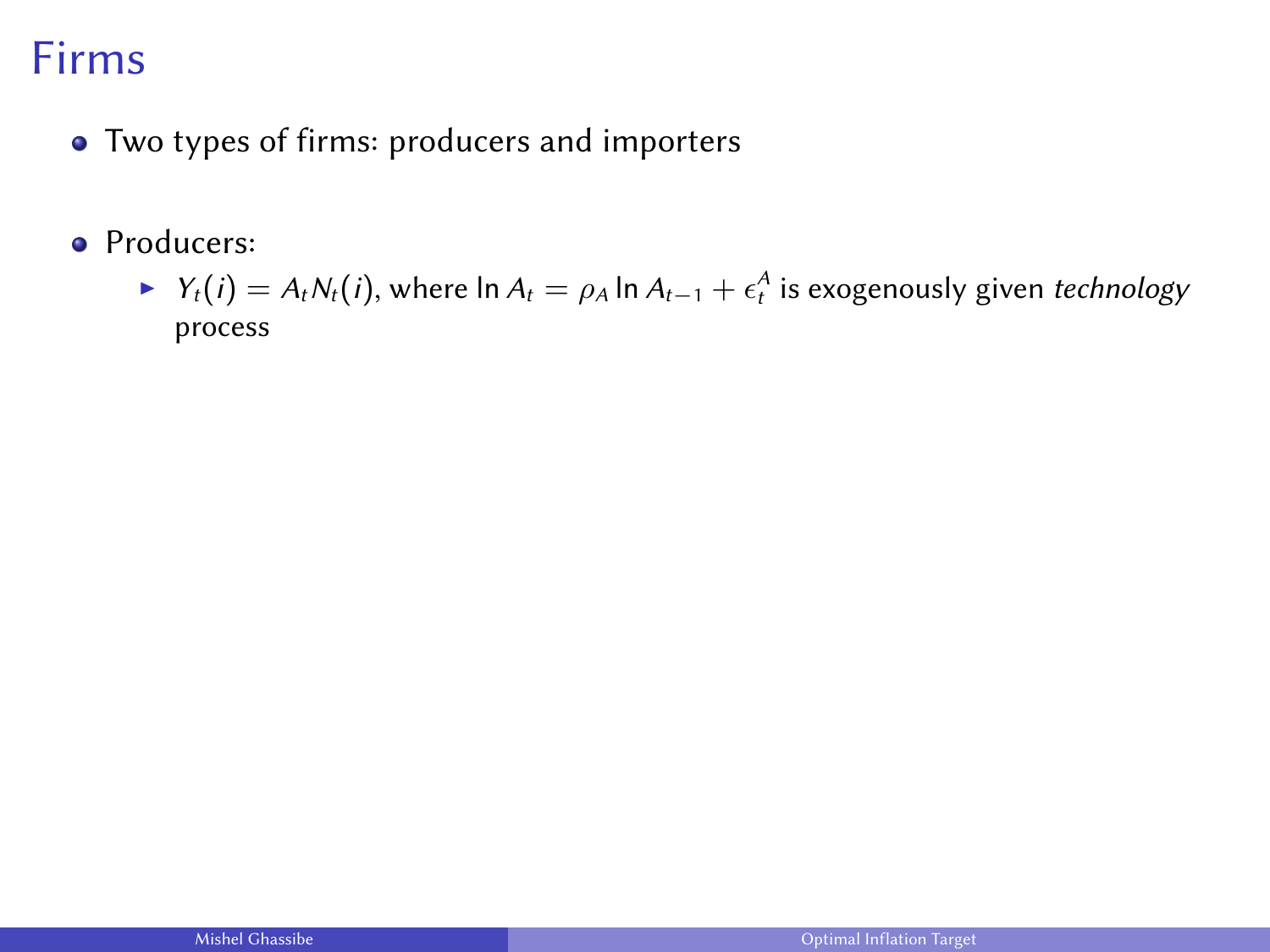# Firms

- Two types of firms: producers and importers

- Producers:
  - $Y_t(i) = A_t N_t(i)$, where $\ln A_t = \rho_A \ln A_{t-1} + \epsilon_t^A$ is exogenously given *technology* process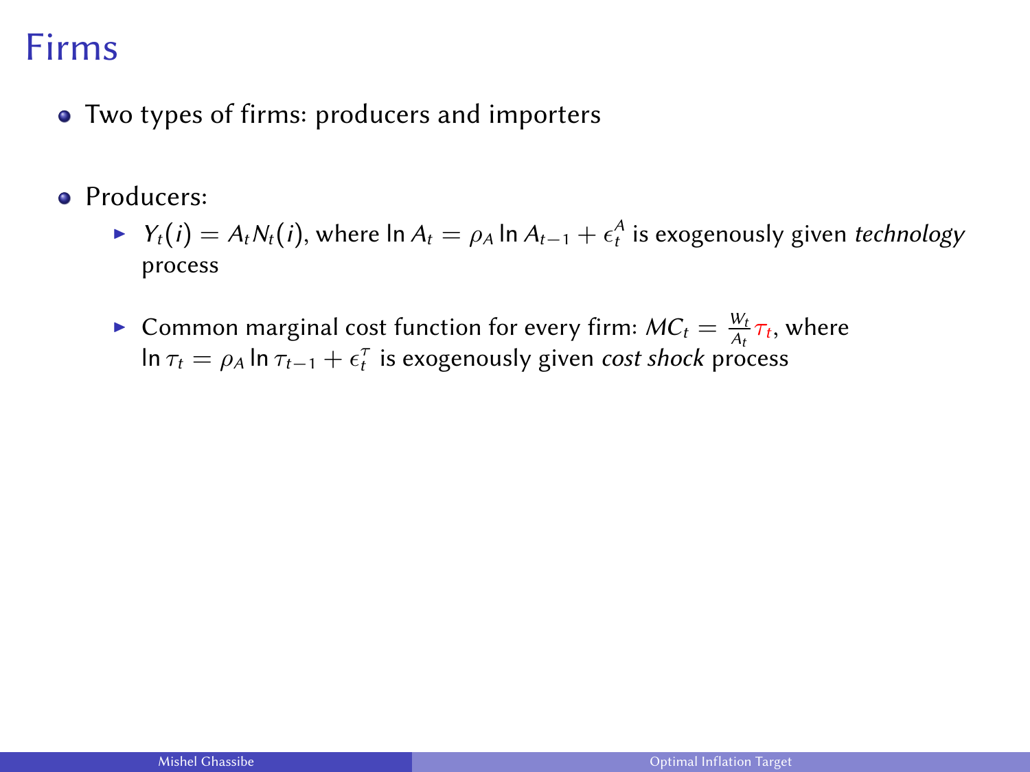# Firms

- Two types of firms: producers and importers

- Producers:
  - $Y_t(i) = A_t N_t(i)$, where $\ln A_t = \rho_A \ln A_{t-1} + \epsilon_t^A$ is exogenously given *technology* process

  - Common marginal cost function for every firm: $MC_t = \frac{W_t}{A_t}\tau_t$, where $\ln \tau_t = \rho_A \ln \tau_{t-1} + \epsilon_t^{\tau}$ is exogenously given *cost shock* process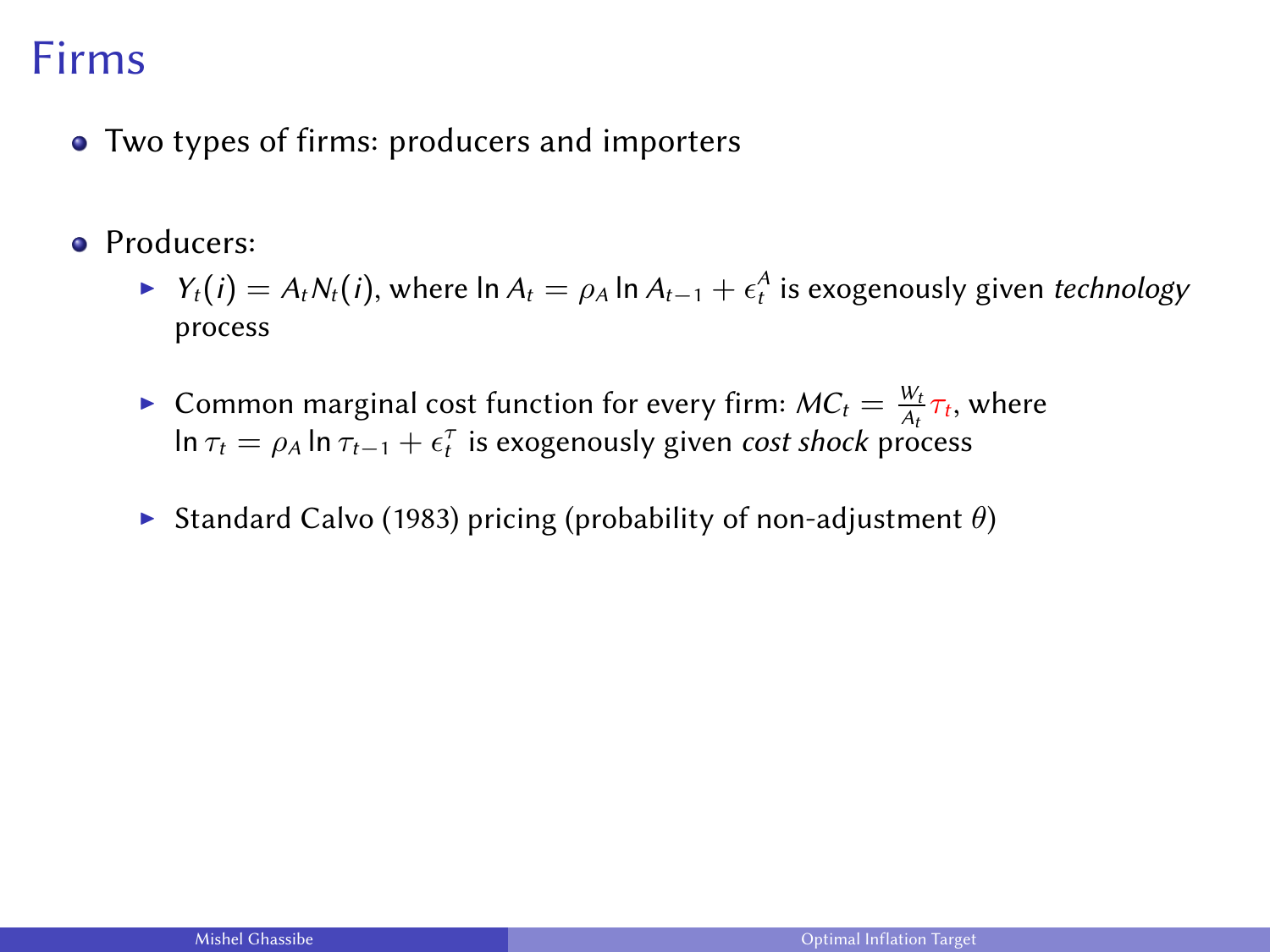# Firms

- Two types of firms: producers and importers

- Producers:
  - $Y_t(i) = A_t N_t(i)$, where $\ln A_t = \rho_A \ln A_{t-1} + \epsilon_t^A$ is exogenously given *technology* process
  - Common marginal cost function for every firm: $MC_t = \frac{W_t}{A_t}\tau_t$, where $\ln \tau_t = \rho_A \ln \tau_{t-1} + \epsilon_t^{\tau}$ is exogenously given *cost shock* process
  - Standard Calvo (1983) pricing (probability of non-adjustment $\theta$)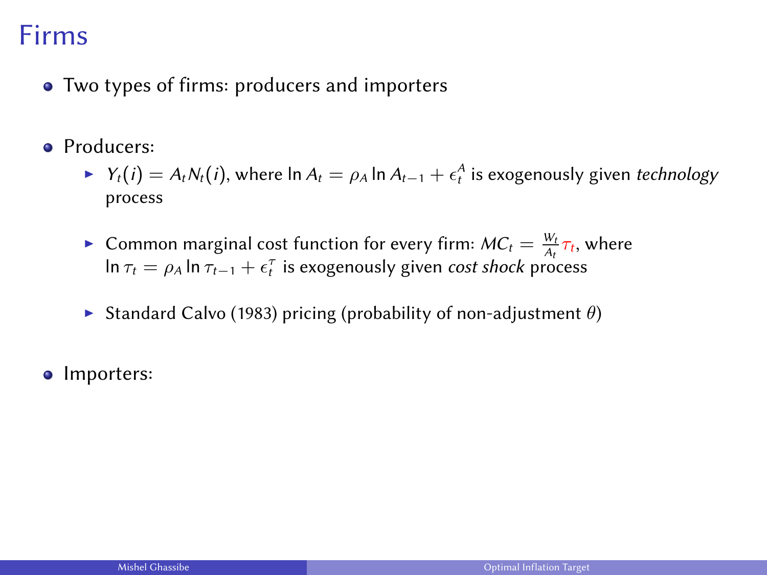# Firms

- Two types of firms: producers and importers

- Producers:
  - $Y_t(i) = A_t N_t(i)$, where $\ln A_t = \rho_A \ln A_{t-1} + \epsilon_t^A$ is exogenously given *technology* process

  - Common marginal cost function for every firm: $MC_t = \frac{W_t}{A_t} \tau_t$, where $\ln \tau_t = \rho_A \ln \tau_{t-1} + \epsilon_t^{\tau}$ is exogenously given *cost shock* process

  - Standard Calvo (1983) pricing (probability of non-adjustment $\theta$)

- Importers: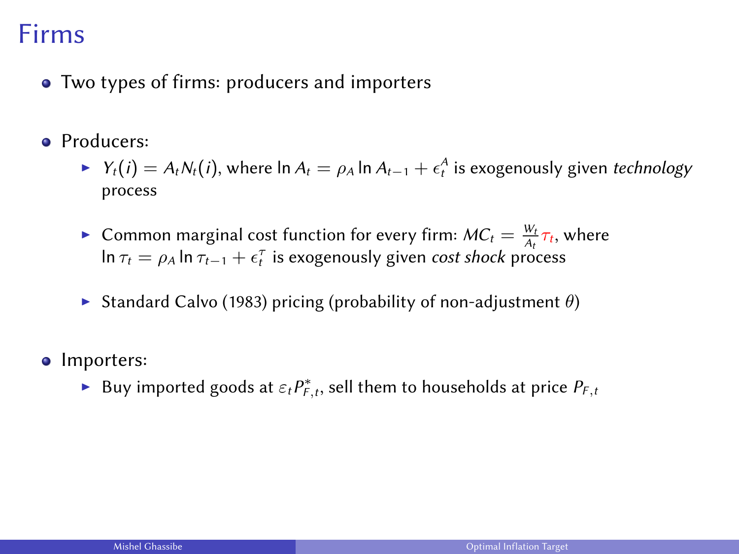# Firms

- Two types of firms: producers and importers

- Producers:
  - $Y_t(i) = A_t N_t(i)$, where $\ln A_t = \rho_A \ln A_{t-1} + \epsilon_t^A$ is exogenously given *technology* process
  - Common marginal cost function for every firm: $MC_t = \frac{W_t}{A_t} \tau_t$, where $\ln \tau_t = \rho_A \ln \tau_{t-1} + \epsilon_t^{\tau}$ is exogenously given *cost shock* process
  - Standard Calvo (1983) pricing (probability of non-adjustment $\theta$)

- Importers:
  - Buy imported goods at $\varepsilon_t P^*_{F,t}$, sell them to households at price $P_{F,t}$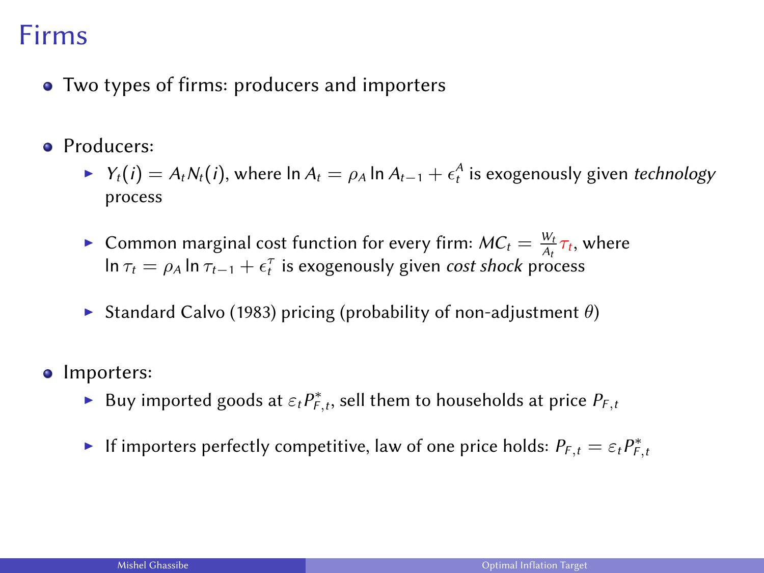# Firms

- Two types of firms: producers and importers

- Producers:
  - $Y_t(i) = A_t N_t(i)$, where $\ln A_t = \rho_A \ln A_{t-1} + \epsilon_t^A$ is exogenously given *technology* process
  - Common marginal cost function for every firm: $MC_t = \frac{W_t}{A_t}\tau_t$, where $\ln \tau_t = \rho_A \ln \tau_{t-1} + \epsilon_t^\tau$ is exogenously given *cost shock* process
  - Standard Calvo (1983) pricing (probability of non-adjustment $\theta$)

- Importers:
  - Buy imported goods at $\varepsilon_t P_{F,t}^*$, sell them to households at price $P_{F,t}$
  - If importers perfectly competitive, law of one price holds: $P_{F,t} = \varepsilon_t P_{F,t}^*$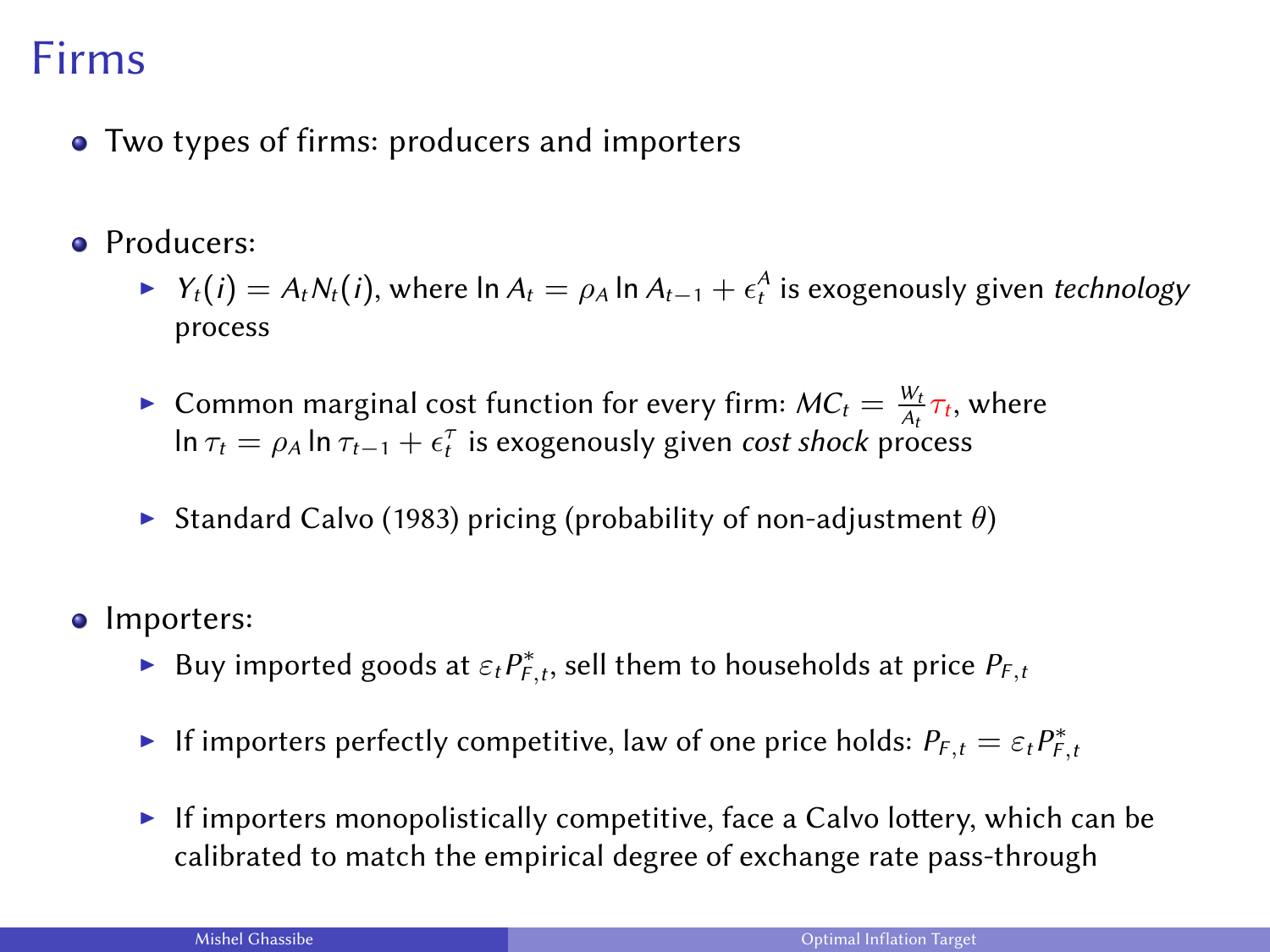# Firms

- Two types of firms: producers and importers

- Producers:
  - $Y_t(i) = A_t N_t(i)$, where $\ln A_t = \rho_A \ln A_{t-1} + \epsilon_t^A$ is exogenously given *technology* process
  - Common marginal cost function for every firm: $MC_t = \frac{W_t}{A_t}\tau_t$, where $\ln \tau_t = \rho_A \ln \tau_{t-1} + \epsilon_t^{\tau}$ is exogenously given *cost shock* process
  - Standard Calvo (1983) pricing (probability of non-adjustment $\theta$)

- Importers:
  - Buy imported goods at $\varepsilon_t P_{F,t}^*$, sell them to households at price $P_{F,t}$
  - If importers perfectly competitive, law of one price holds: $P_{F,t} = \varepsilon_t P_{F,t}^*$
  - If importers monopolistically competitive, face a Calvo lottery, which can be calibrated to match the empirical degree of exchange rate pass-through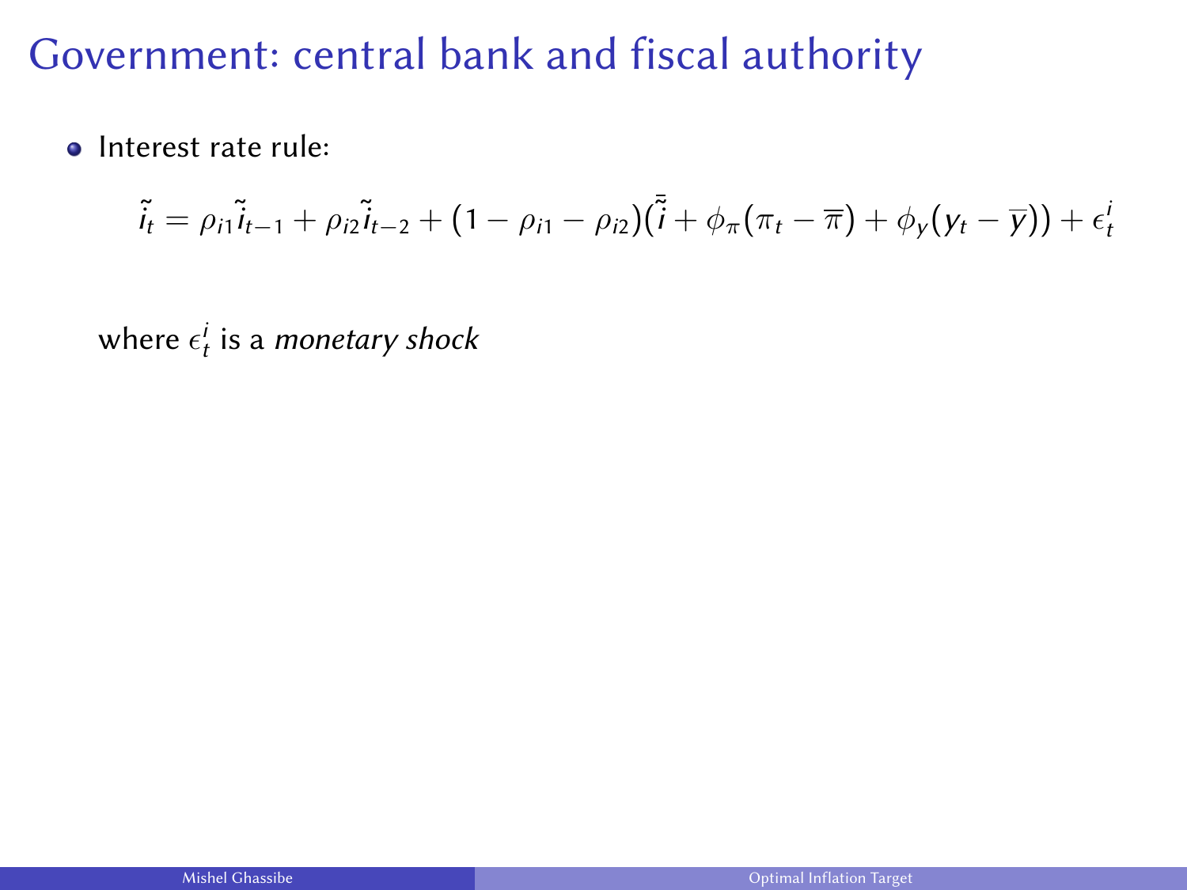# Government: central bank and fiscal authority

- Interest rate rule:

$$\tilde{i}_t = \rho_{i1}\tilde{i}_{t-1} + \rho_{i2}\tilde{i}_{t-2} + (1 - \rho_{i1} - \rho_{i2})(\bar{\tilde{i}} + \phi_\pi(\pi_t - \overline{\pi}) + \phi_y(y_t - \overline{y})) + \epsilon_t^i$$

where $\epsilon_t^i$ is a *monetary shock*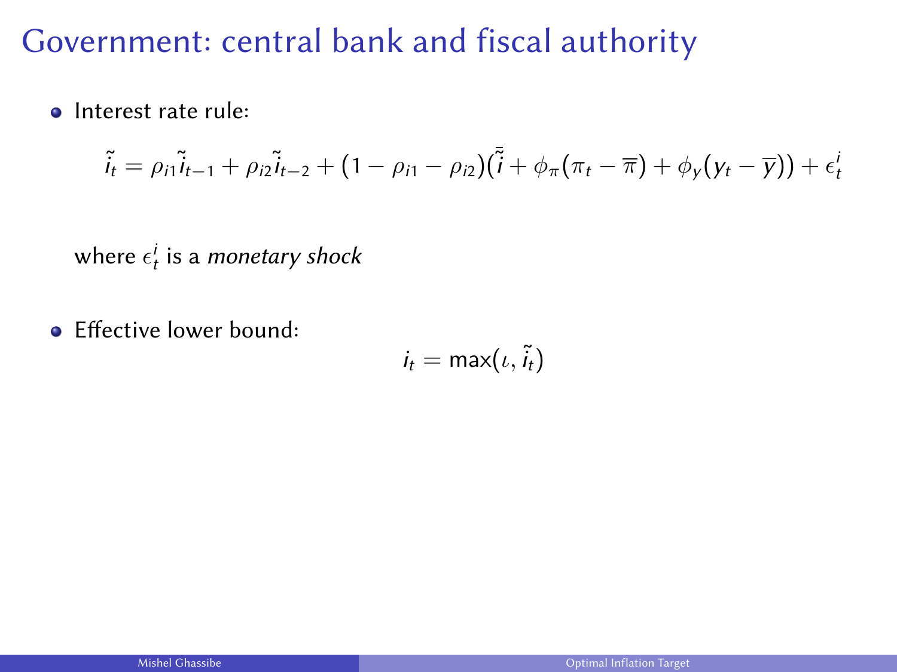# Government: central bank and fiscal authority

- Interest rate rule:

$$\tilde{i}_t = \rho_{i1}\tilde{i}_{t-1} + \rho_{i2}\tilde{i}_{t-2} + (1 - \rho_{i1} - \rho_{i2})(\bar{\tilde{i}} + \phi_\pi(\pi_t - \overline{\pi}) + \phi_y(y_t - \overline{y})) + \epsilon_t^i$$

  where $\epsilon_t^i$ is a *monetary shock*

- Effective lower bound:

$$i_t = \max(\iota, \tilde{i}_t)$$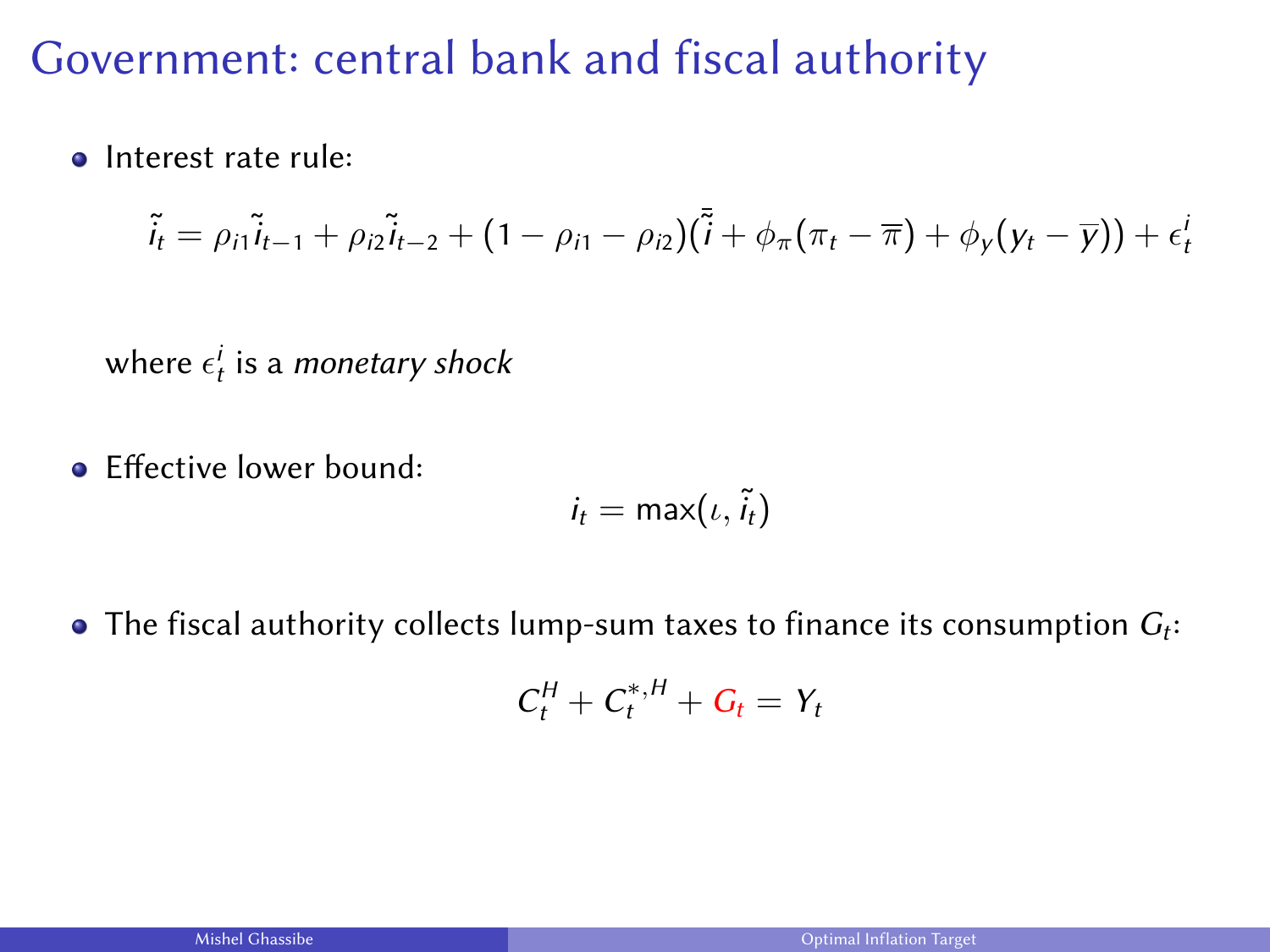# Government: central bank and fiscal authority

- Interest rate rule:

$$\tilde{i}_t = \rho_{i1}\tilde{i}_{t-1} + \rho_{i2}\tilde{i}_{t-2} + (1 - \rho_{i1} - \rho_{i2})(\bar{\tilde{i}} + \phi_\pi(\pi_t - \overline{\pi}) + \phi_y(y_t - \overline{y})) + \epsilon_t^i$$

  where $\epsilon_t^i$ is a *monetary shock*

- Effective lower bound:

$$i_t = \max(\iota, \tilde{i}_t)$$

- The fiscal authority collects lump-sum taxes to finance its consumption $G_t$:

$$C_t^H + C_t^{*,H} + G_t = Y_t$$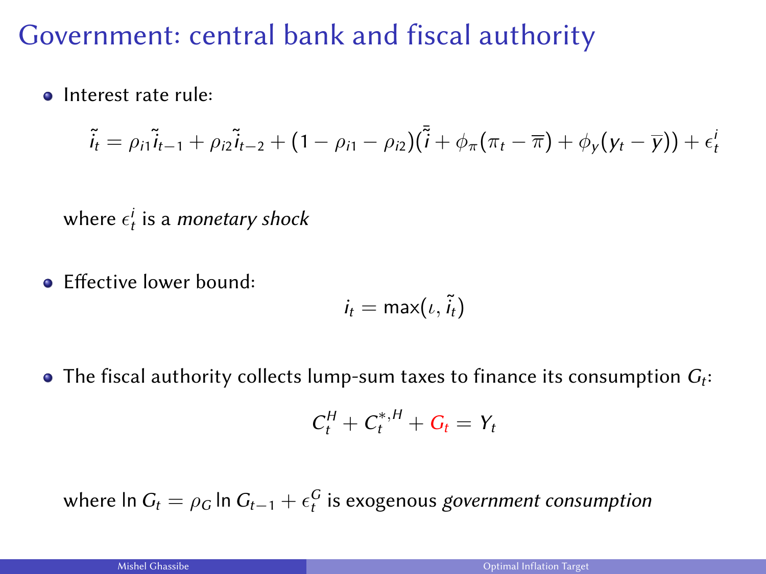# Government: central bank and fiscal authority

- Interest rate rule:

$$\tilde{i}_t = \rho_{i1}\tilde{i}_{t-1} + \rho_{i2}\tilde{i}_{t-2} + (1 - \rho_{i1} - \rho_{i2})(\bar{\tilde{i}} + \phi_\pi(\pi_t - \overline{\pi}) + \phi_y(y_t - \overline{y})) + \epsilon_t^i$$

  where $\epsilon_t^i$ is a *monetary shock*

- Effective lower bound:

$$i_t = \max(\iota, \tilde{i}_t)$$

- The fiscal authority collects lump-sum taxes to finance its consumption $G_t$:

$$C_t^H + C_t^{*,H} + G_t = Y_t$$

  where $\ln G_t = \rho_G \ln G_{t-1} + \epsilon_t^G$ is exogenous *government consumption*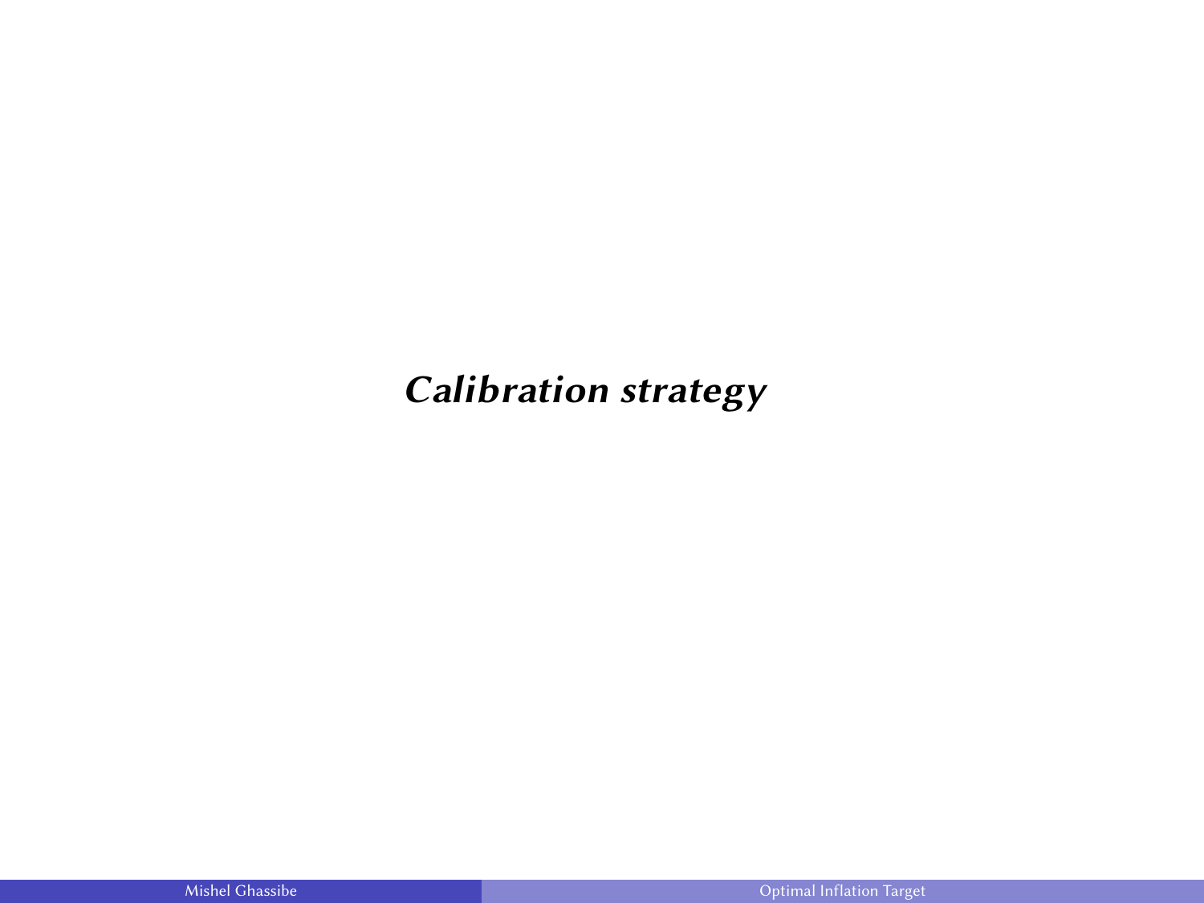# *Calibration strategy*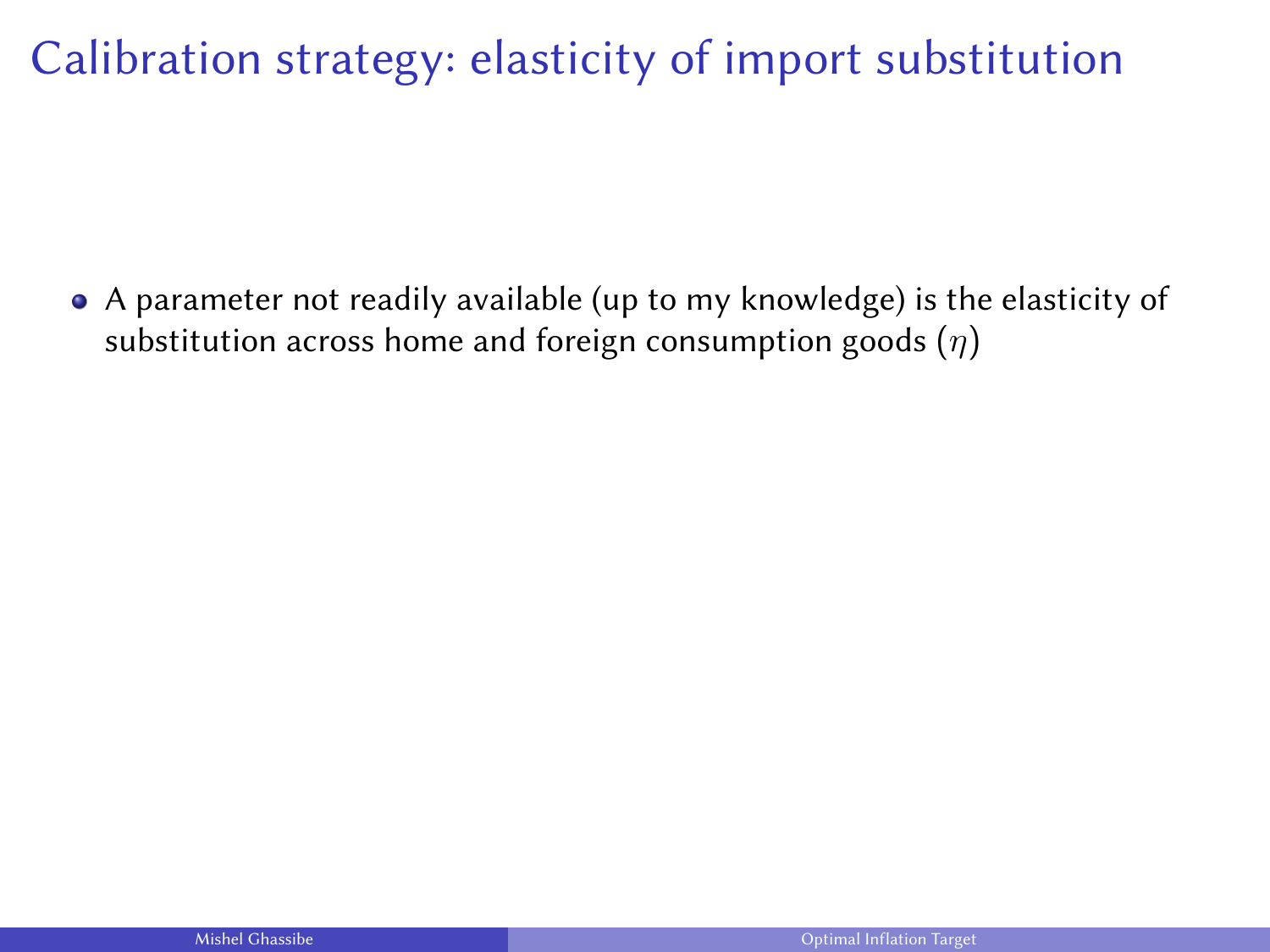# Calibration strategy: elasticity of import substitution

- A parameter not readily available (up to my knowledge) is the elasticity of substitution across home and foreign consumption goods ($\eta$)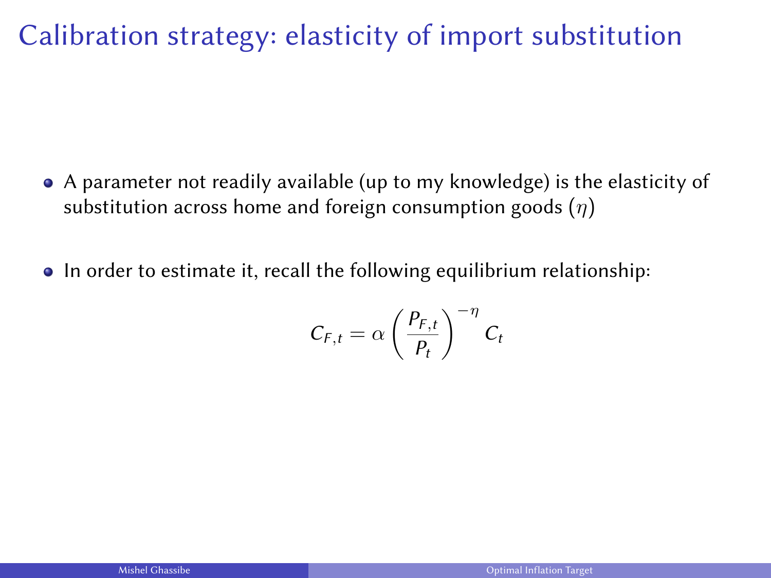# Calibration strategy: elasticity of import substitution

- A parameter not readily available (up to my knowledge) is the elasticity of substitution across home and foreign consumption goods ($\eta$)

- In order to estimate it, recall the following equilibrium relationship:

$$C_{F,t} = \alpha \left( \frac{P_{F,t}}{P_t} \right)^{-\eta} C_t$$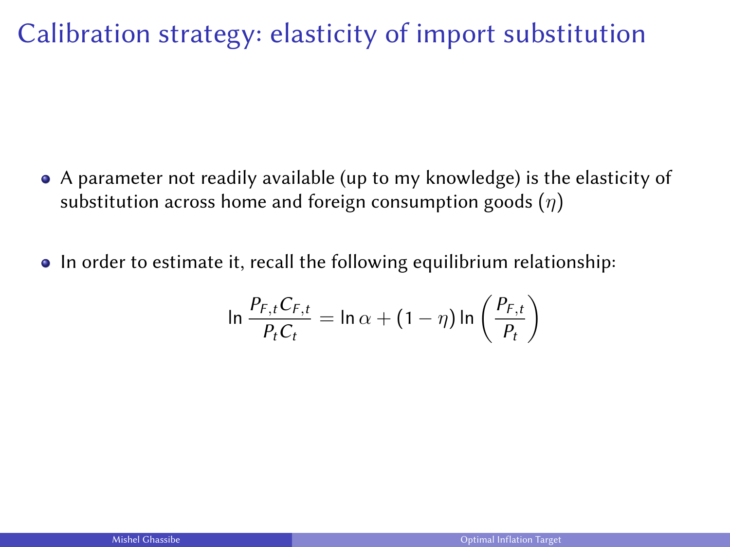# Calibration strategy: elasticity of import substitution

- A parameter not readily available (up to my knowledge) is the elasticity of substitution across home and foreign consumption goods ($\eta$)

- In order to estimate it, recall the following equilibrium relationship:

$$\ln \frac{P_{F,t}C_{F,t}}{P_t C_t} = \ln \alpha + (1 - \eta) \ln \left( \frac{P_{F,t}}{P_t} \right)$$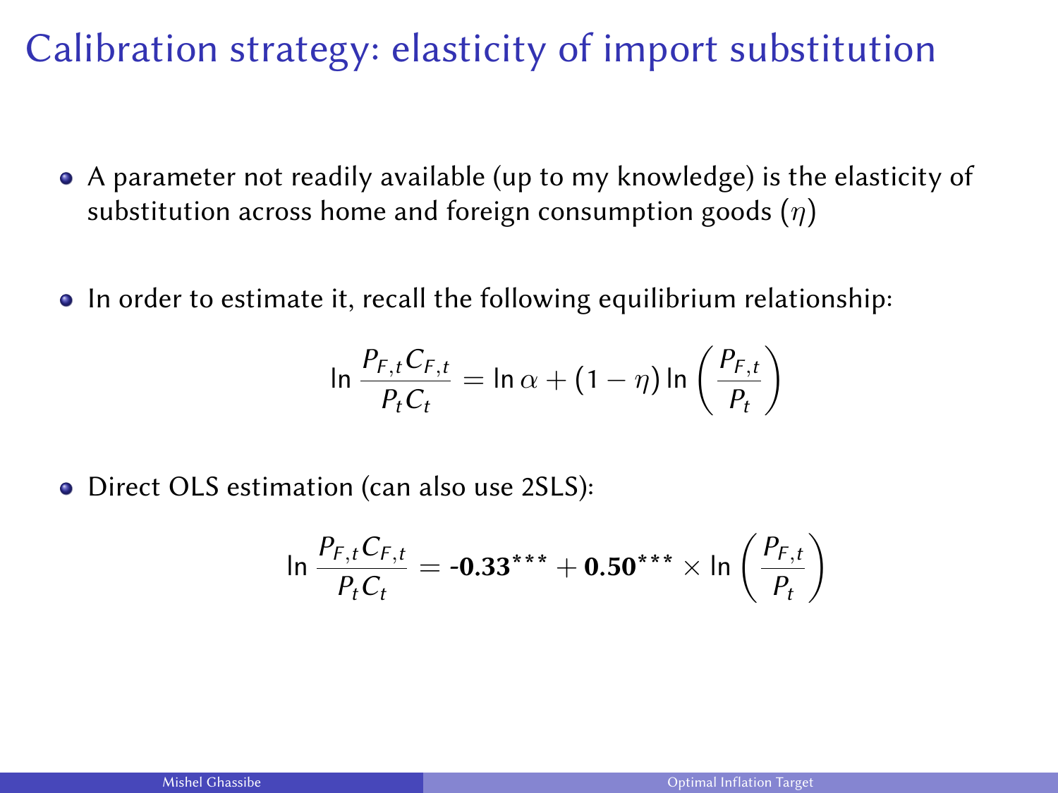# Calibration strategy: elasticity of import substitution

- A parameter not readily available (up to my knowledge) is the elasticity of substitution across home and foreign consumption goods ($\eta$)

- In order to estimate it, recall the following equilibrium relationship:

$$\ln \frac{P_{F,t} C_{F,t}}{P_t C_t} = \ln \alpha + (1 - \eta) \ln \left( \frac{P_{F,t}}{P_t} \right)$$

- Direct OLS estimation (can also use 2SLS):

$$\ln \frac{P_{F,t} C_{F,t}}{P_t C_t} = \textbf{-0.33}^{***} + \textbf{0.50}^{***} \times \ln \left( \frac{P_{F,t}}{P_t} \right)$$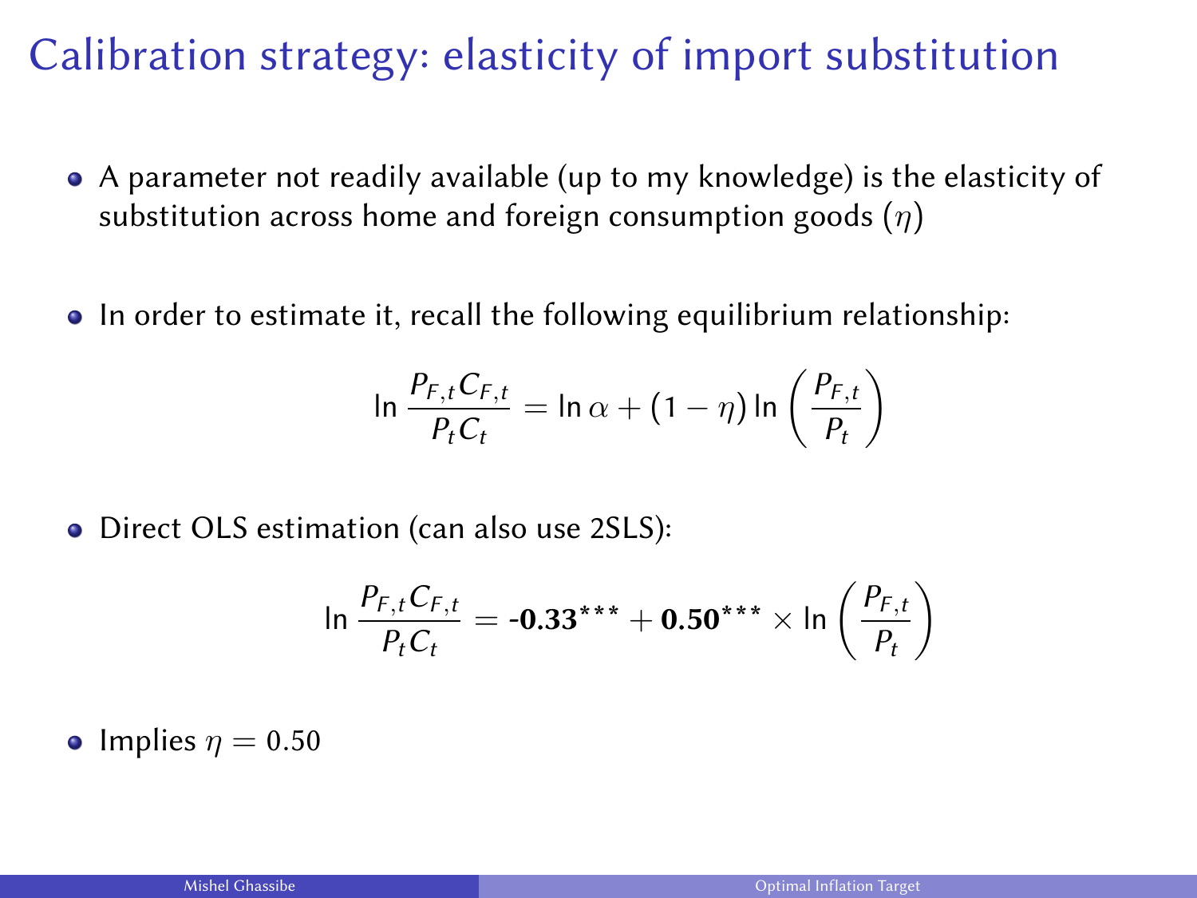# Calibration strategy: elasticity of import substitution

- A parameter not readily available (up to my knowledge) is the elasticity of substitution across home and foreign consumption goods ($\eta$)

- In order to estimate it, recall the following equilibrium relationship:

$$\ln \frac{P_{F,t} C_{F,t}}{P_t C_t} = \ln \alpha + (1 - \eta) \ln \left( \frac{P_{F,t}}{P_t} \right)$$

- Direct OLS estimation (can also use 2SLS):

$$\ln \frac{P_{F,t} C_{F,t}}{P_t C_t} = \mathbf{-0.33}^{***} + \mathbf{0.50}^{***} \times \ln \left( \frac{P_{F,t}}{P_t} \right)$$

- Implies $\eta = 0.50$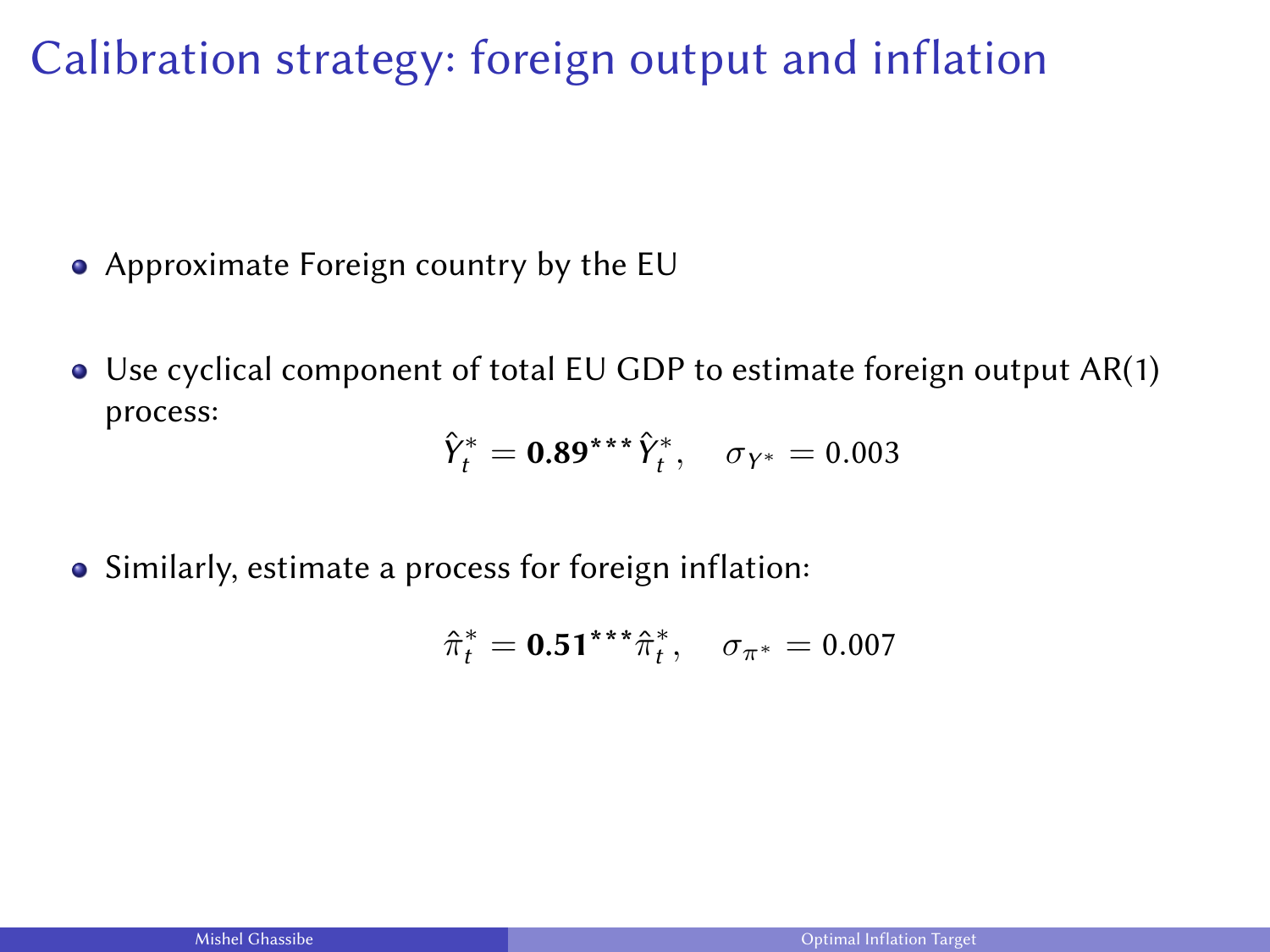# Calibration strategy: foreign output and inflation

- Approximate Foreign country by the EU
- Use cyclical component of total EU GDP to estimate foreign output AR(1) process:

$$\hat{Y}_t^* = \mathbf{0.89}^{***} \hat{Y}_t^*, \quad \sigma_{Y^*} = 0.003$$

- Similarly, estimate a process for foreign inflation:

$$\hat{\pi}_t^* = \mathbf{0.51}^{***} \hat{\pi}_t^*, \quad \sigma_{\pi^*} = 0.007$$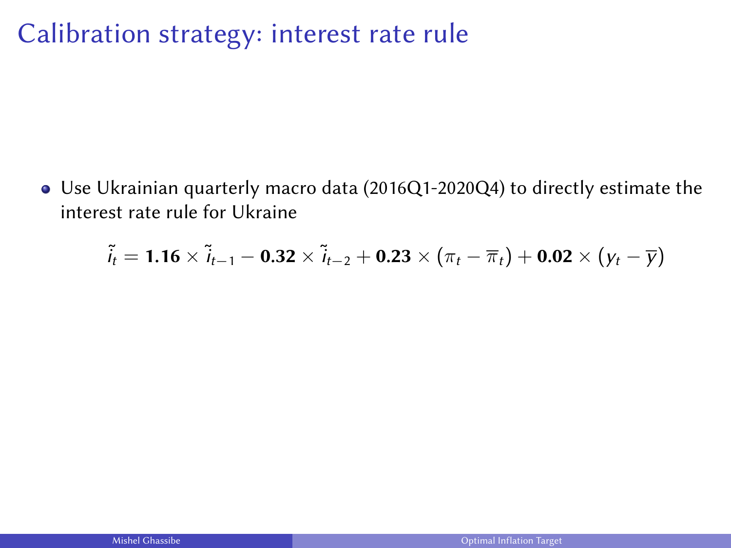# Calibration strategy: interest rate rule

- Use Ukrainian quarterly macro data (2016Q1-2020Q4) to directly estimate the interest rate rule for Ukraine

$$\tilde{i}_t = \mathbf{1.16} \times \tilde{i}_{t-1} - \mathbf{0.32} \times \tilde{i}_{t-2} + \mathbf{0.23} \times (\pi_t - \overline{\pi}_t) + \mathbf{0.02} \times (y_t - \overline{y})$$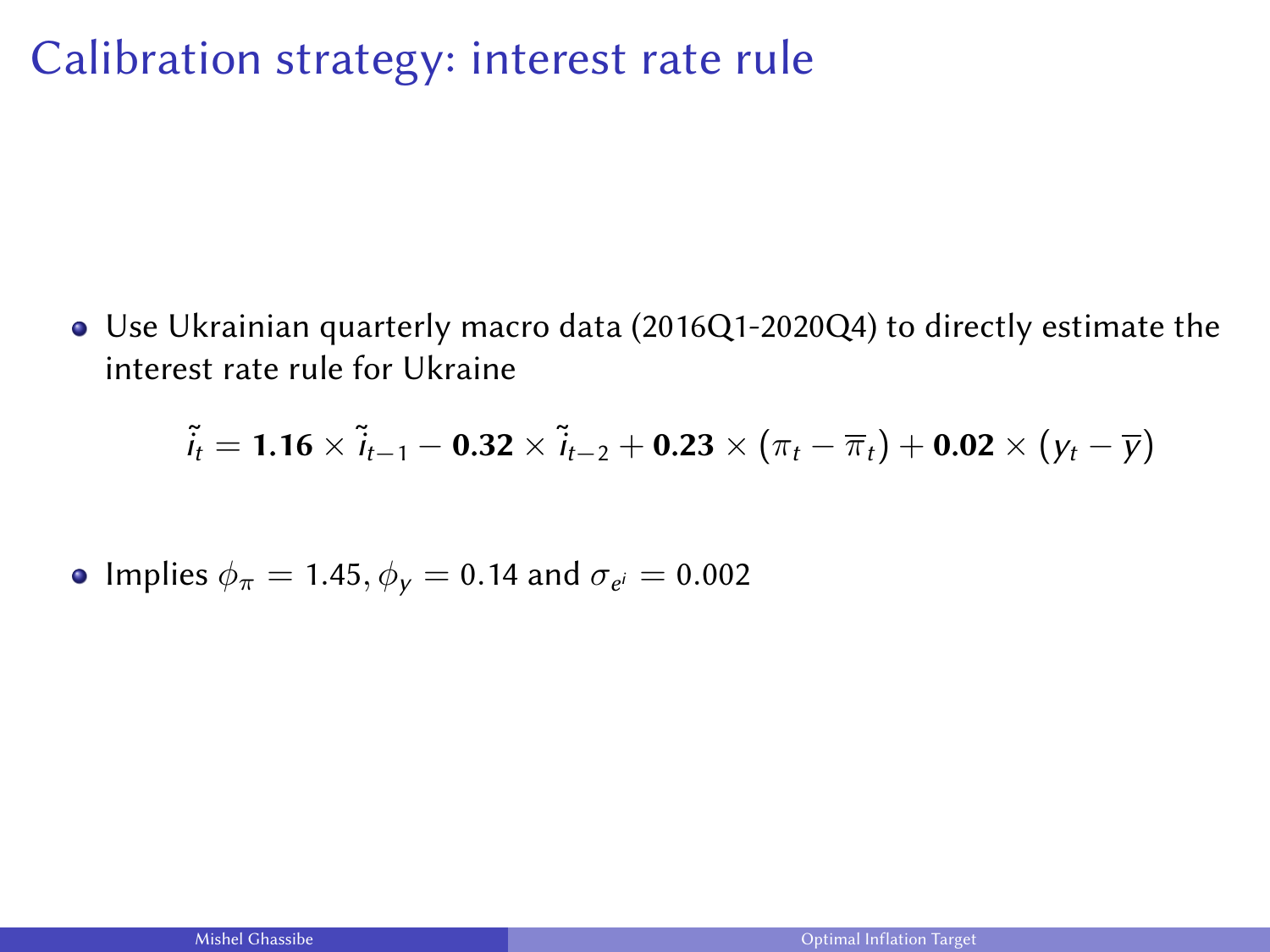# Calibration strategy: interest rate rule

- Use Ukrainian quarterly macro data (2016Q1-2020Q4) to directly estimate the interest rate rule for Ukraine

$$\tilde{i}_t = \mathbf{1.16} \times \tilde{i}_{t-1} - \mathbf{0.32} \times \tilde{i}_{t-2} + \mathbf{0.23} \times (\pi_t - \overline{\pi}_t) + \mathbf{0.02} \times (y_t - \overline{y})$$

- Implies $\phi_\pi = 1.45, \phi_y = 0.14$ and $\sigma_{e^i} = 0.002$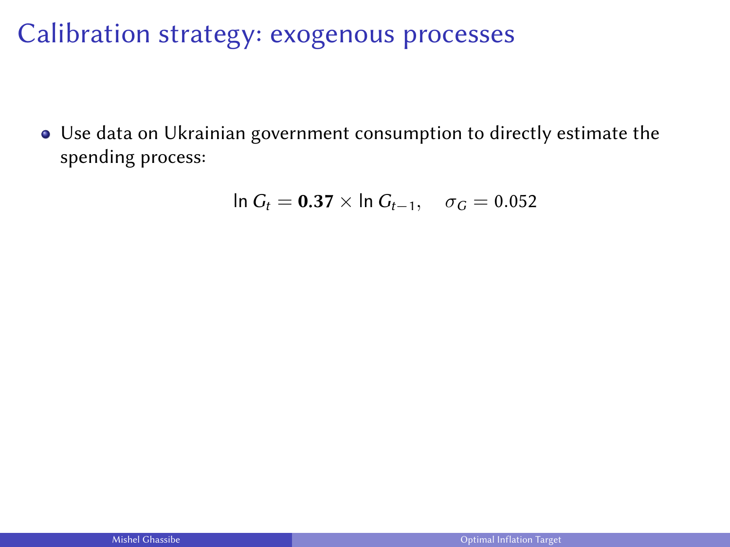# Calibration strategy: exogenous processes

- Use data on Ukrainian government consumption to directly estimate the spending process:

$$\ln G_t = \mathbf{0.37} \times \ln G_{t-1}, \quad \sigma_G = 0.052$$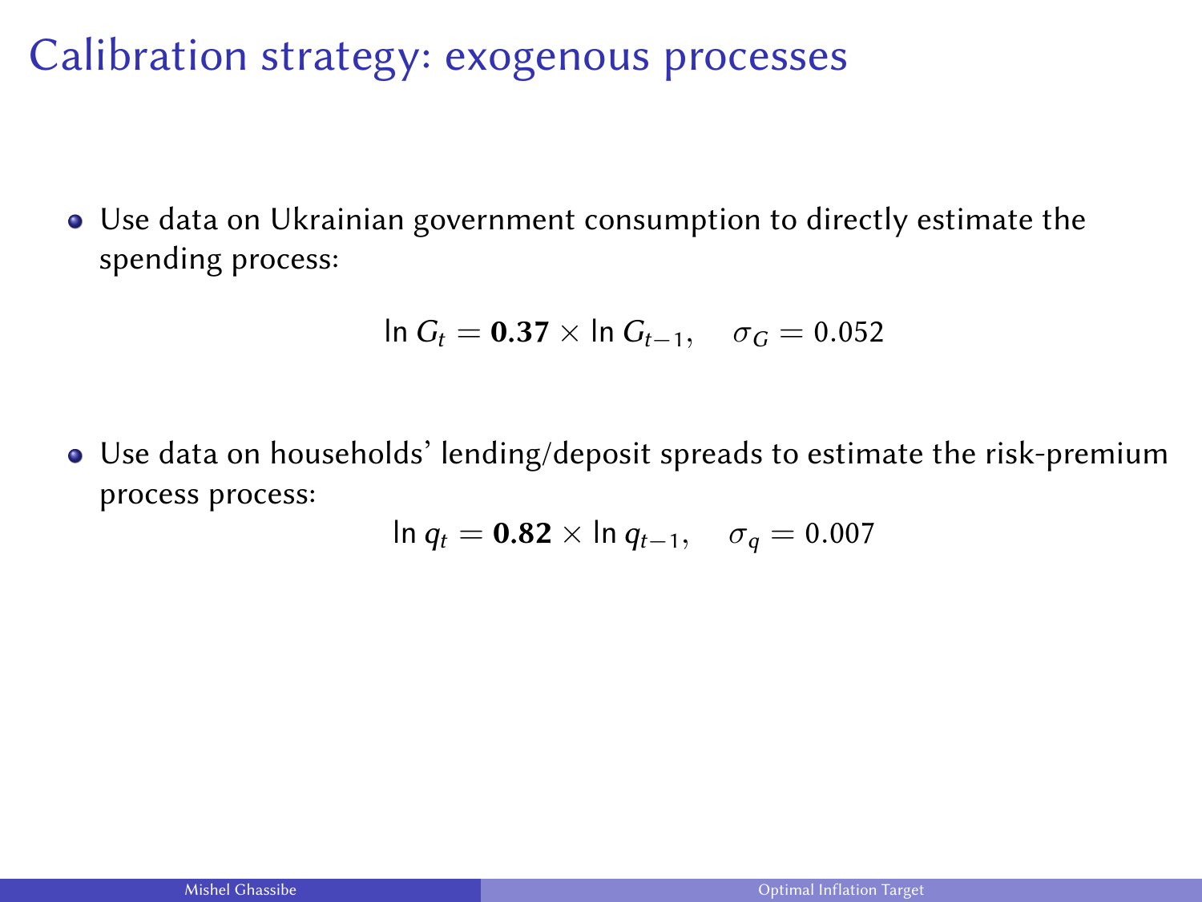# Calibration strategy: exogenous processes

- Use data on Ukrainian government consumption to directly estimate the spending process:

$$\ln G_t = \mathbf{0.37} \times \ln G_{t-1}, \quad \sigma_G = 0.052$$

- Use data on households' lending/deposit spreads to estimate the risk-premium process process:

$$\ln q_t = \mathbf{0.82} \times \ln q_{t-1}, \quad \sigma_q = 0.007$$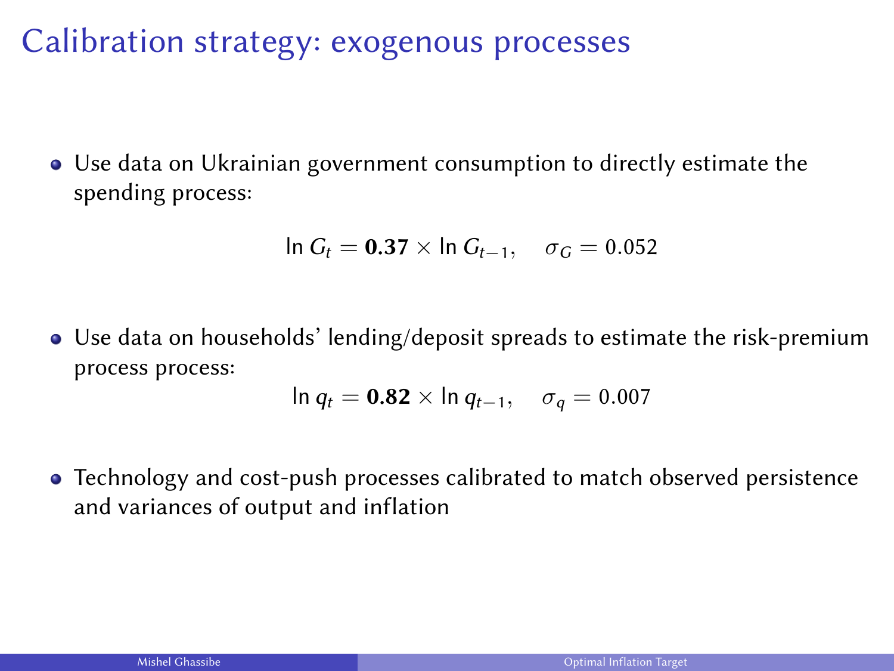# Calibration strategy: exogenous processes

- Use data on Ukrainian government consumption to directly estimate the spending process:

$$\ln G_t = \mathbf{0.37} \times \ln G_{t-1}, \quad \sigma_G = 0.052$$

- Use data on households' lending/deposit spreads to estimate the risk-premium process process:

$$\ln q_t = \mathbf{0.82} \times \ln q_{t-1}, \quad \sigma_q = 0.007$$

- Technology and cost-push processes calibrated to match observed persistence and variances of output and inflation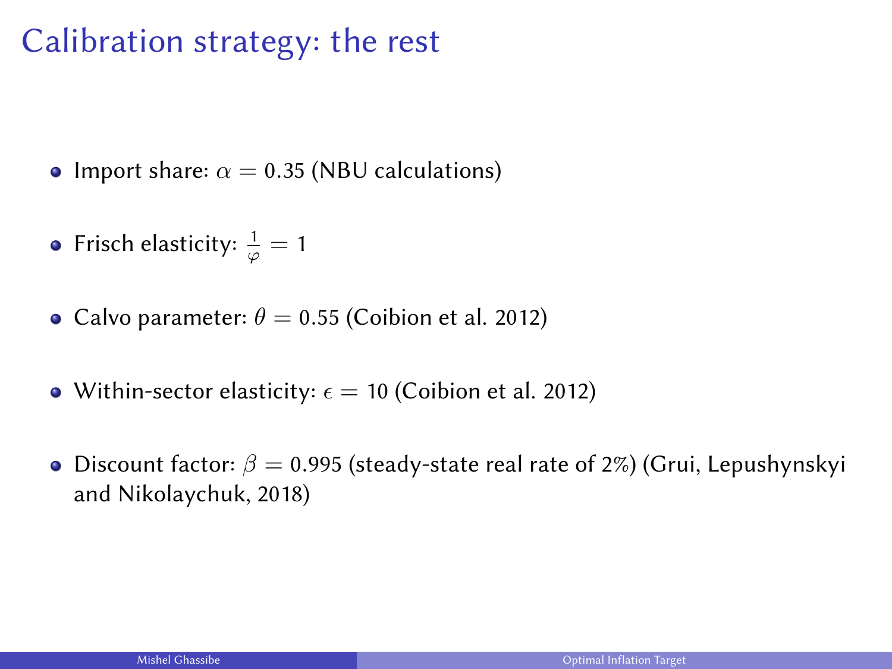# Calibration strategy: the rest

- Import share: $\alpha = 0.35$ (NBU calculations)
- Frisch elasticity: $\frac{1}{\varphi} = 1$
- Calvo parameter: $\theta = 0.55$ (Coibion et al. 2012)
- Within-sector elasticity: $\epsilon = 10$ (Coibion et al. 2012)
- Discount factor: $\beta = 0.995$ (steady-state real rate of 2%) (Grui, Lepushynskyi and Nikolaychuk, 2018)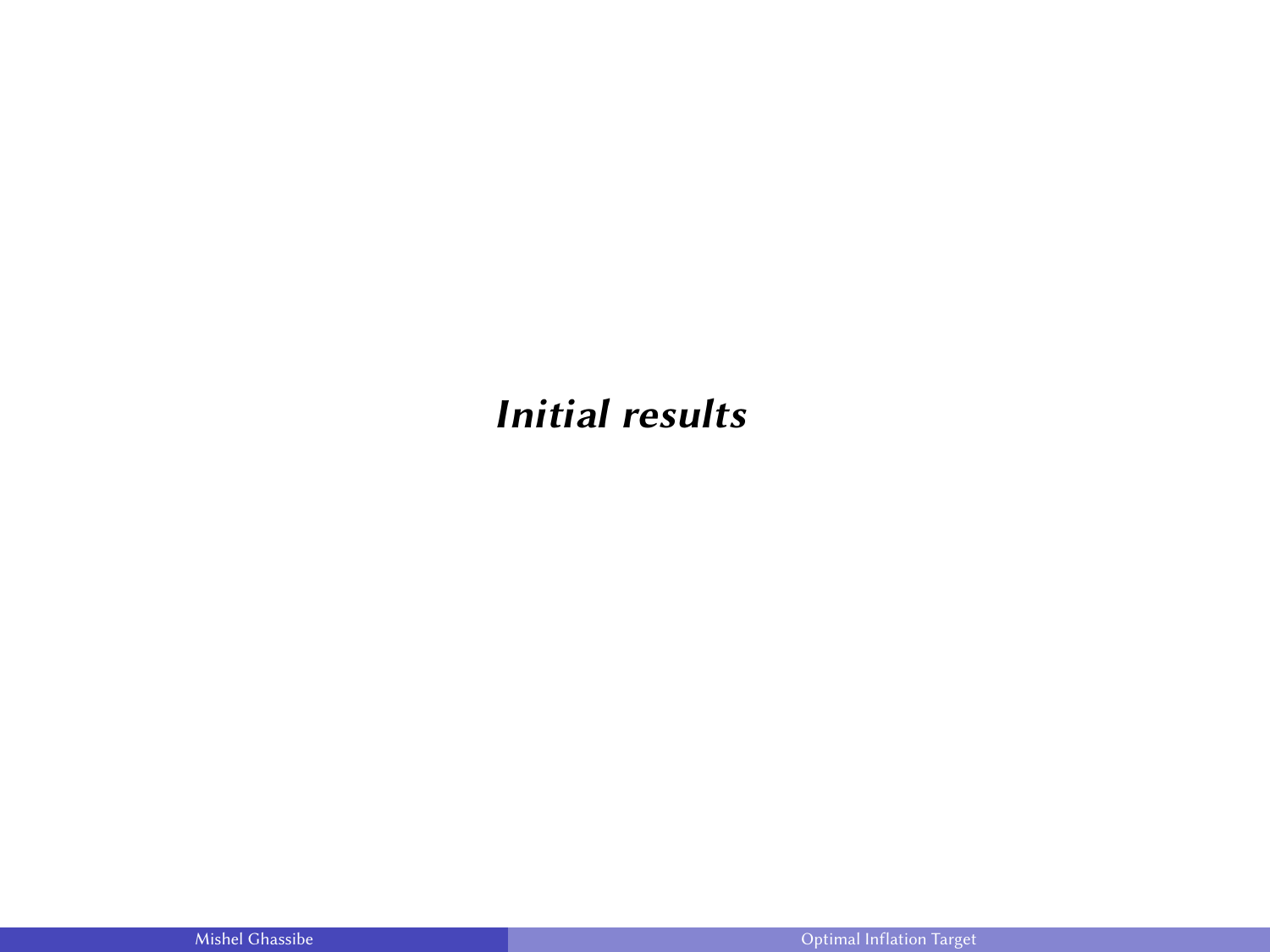# *Initial results*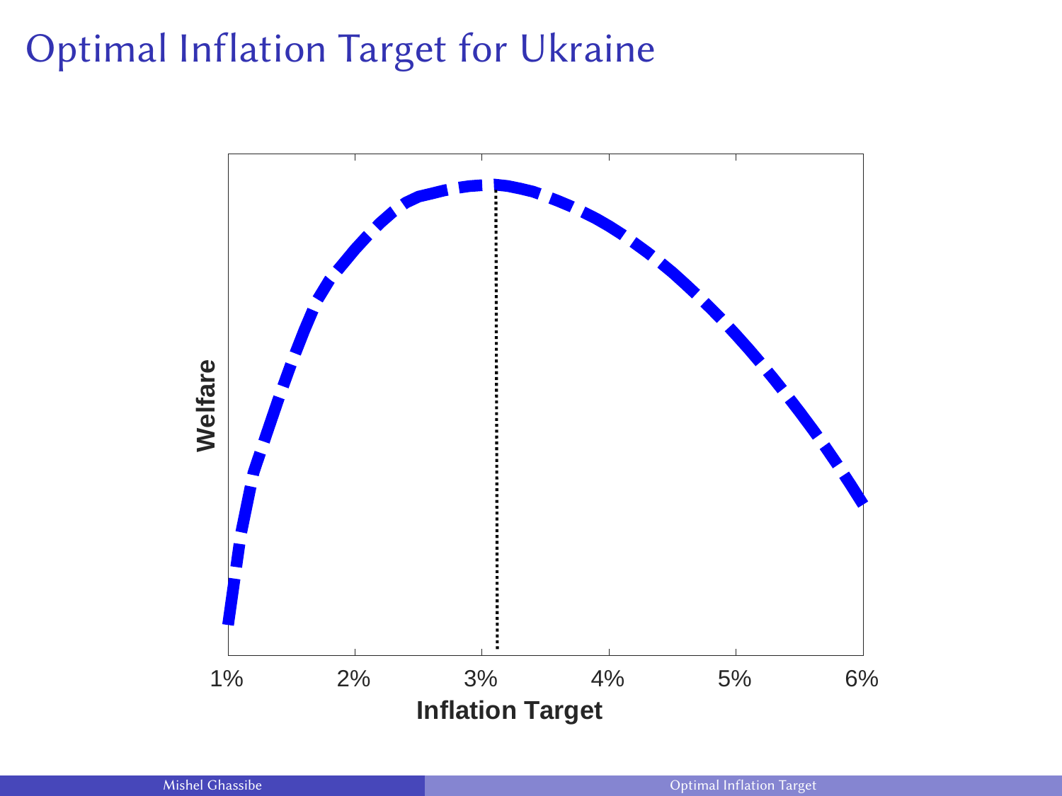# Optimal Inflation Target for Ukraine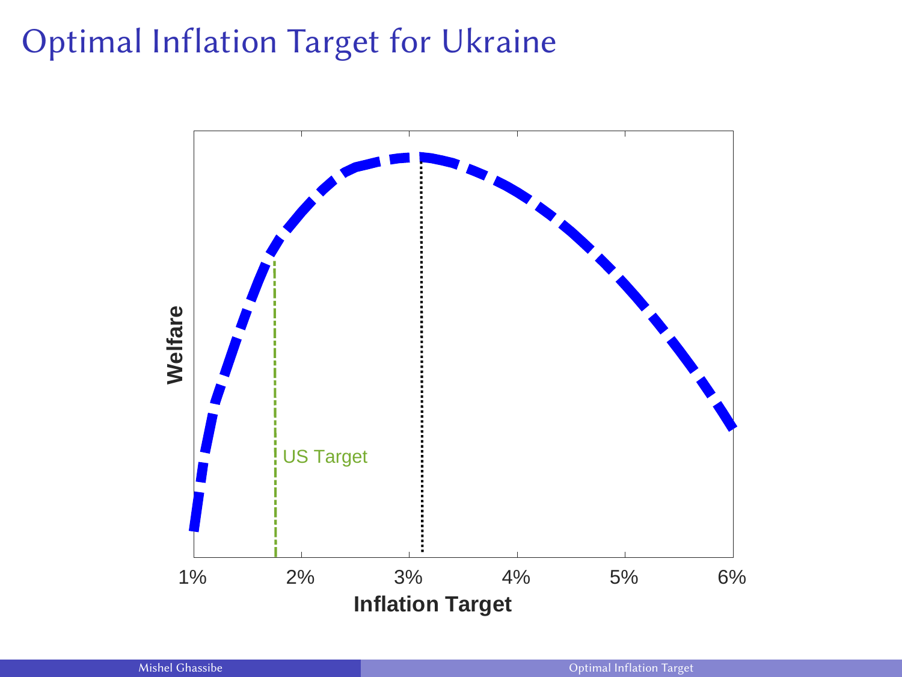# Optimal Inflation Target for Ukraine

Welfare

US Target

1% 2% 3% 4% 5% 6%

Inflation Target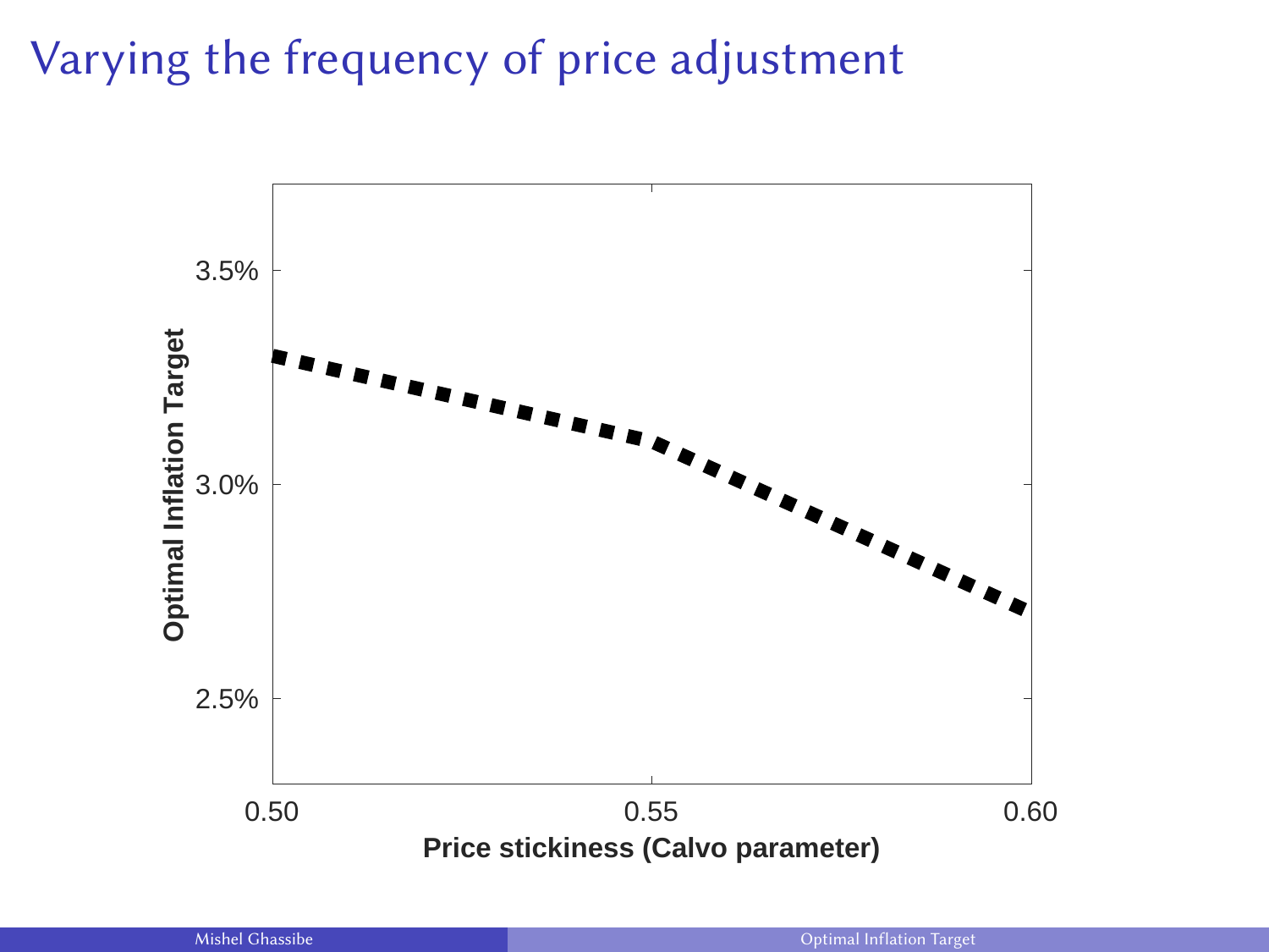# Varying the frequency of price adjustment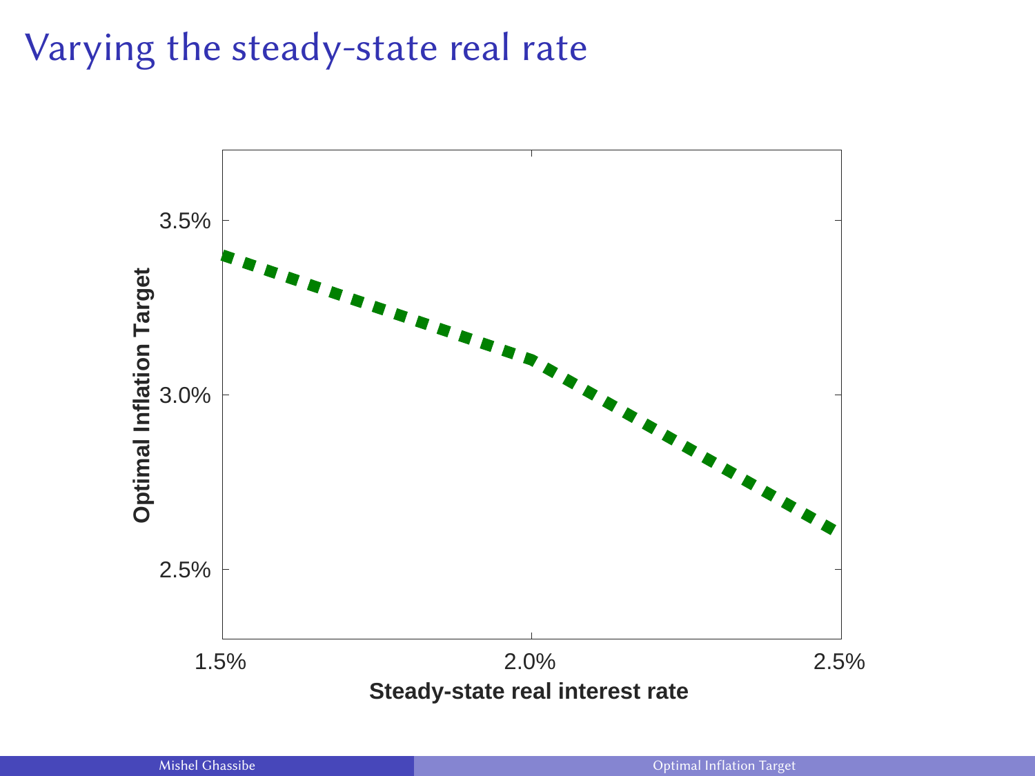# Varying the steady-state real rate

Optimal Inflation Target

3.5%

3.0%

2.5%

1.5% 2.0% 2.5%

Steady-state real interest rate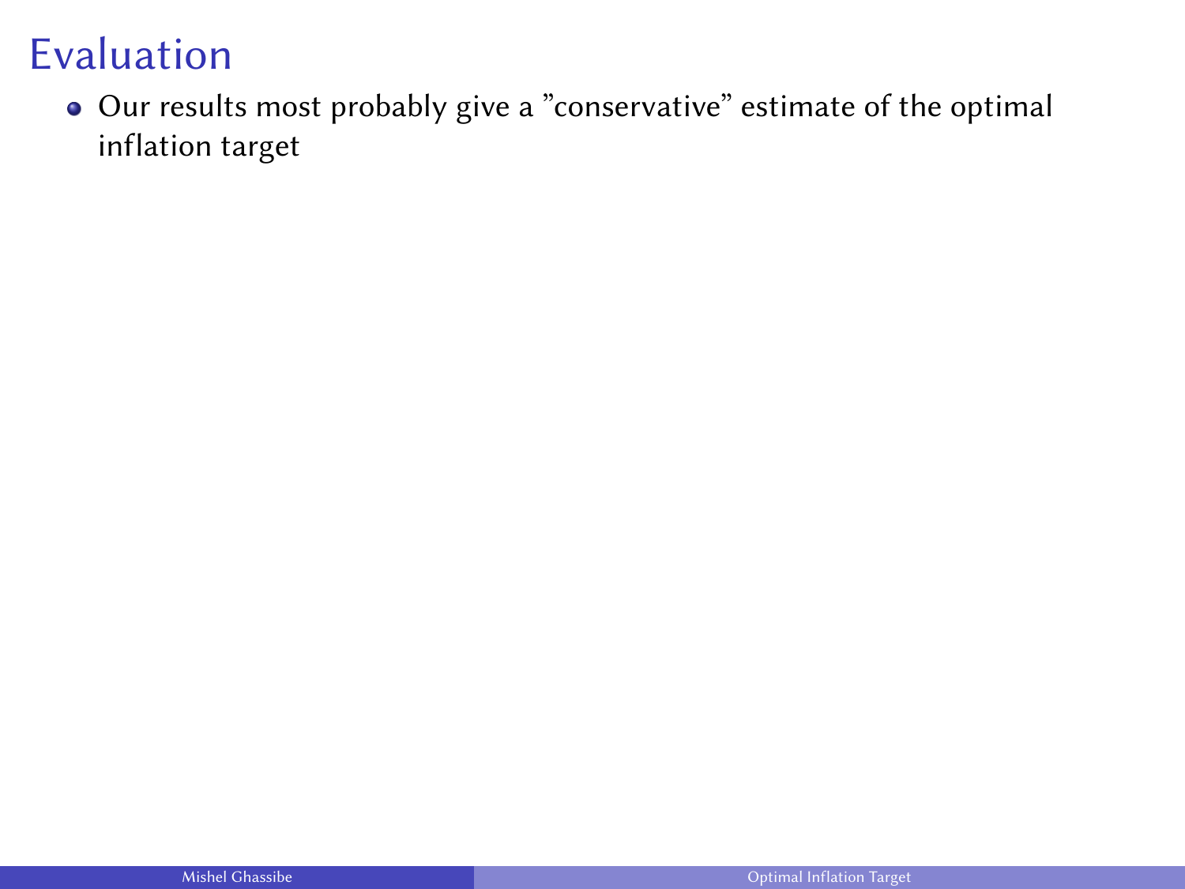# Evaluation

- Our results most probably give a ”conservative” estimate of the optimal inflation target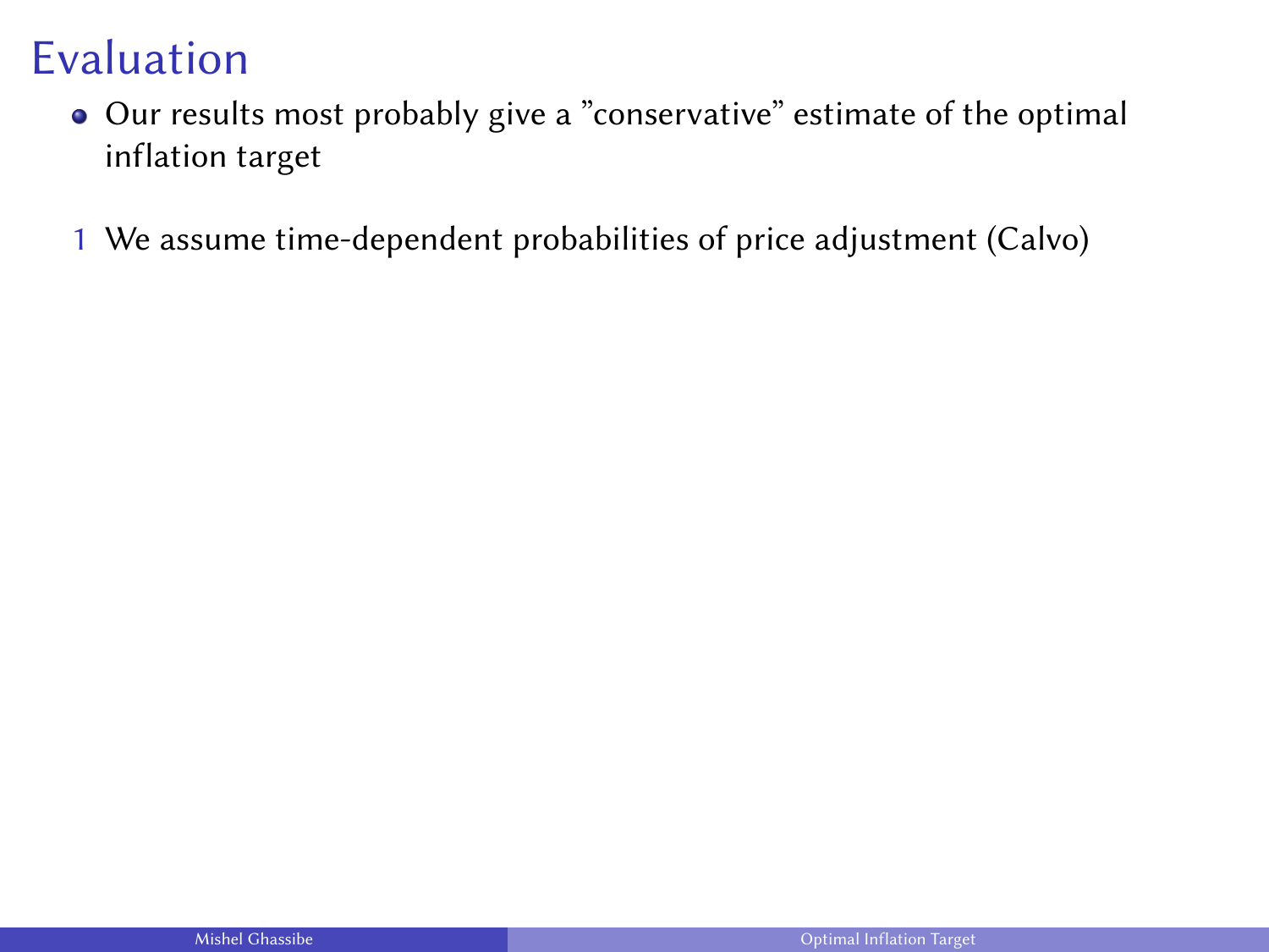# Evaluation

- Our results most probably give a "conservative" estimate of the optimal inflation target

1. We assume time-dependent probabilities of price adjustment (Calvo)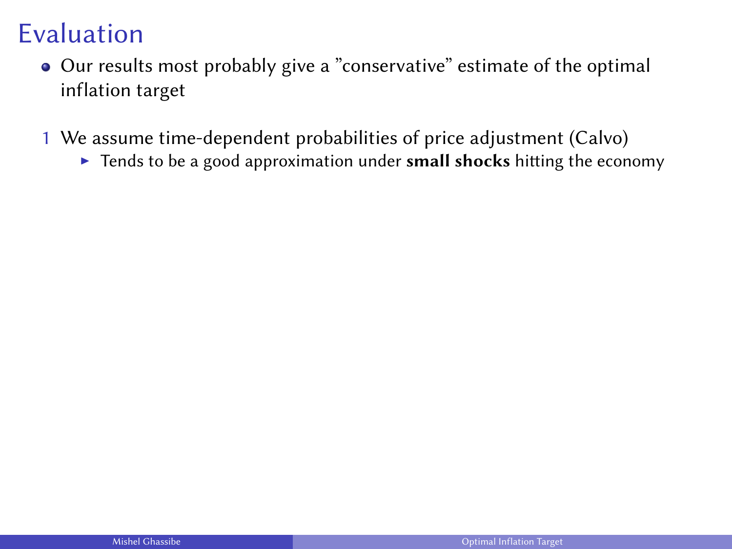# Evaluation

- Our results most probably give a "conservative" estimate of the optimal inflation target

1. We assume time-dependent probabilities of price adjustment (Calvo)
   - Tends to be a good approximation under **small shocks** hitting the economy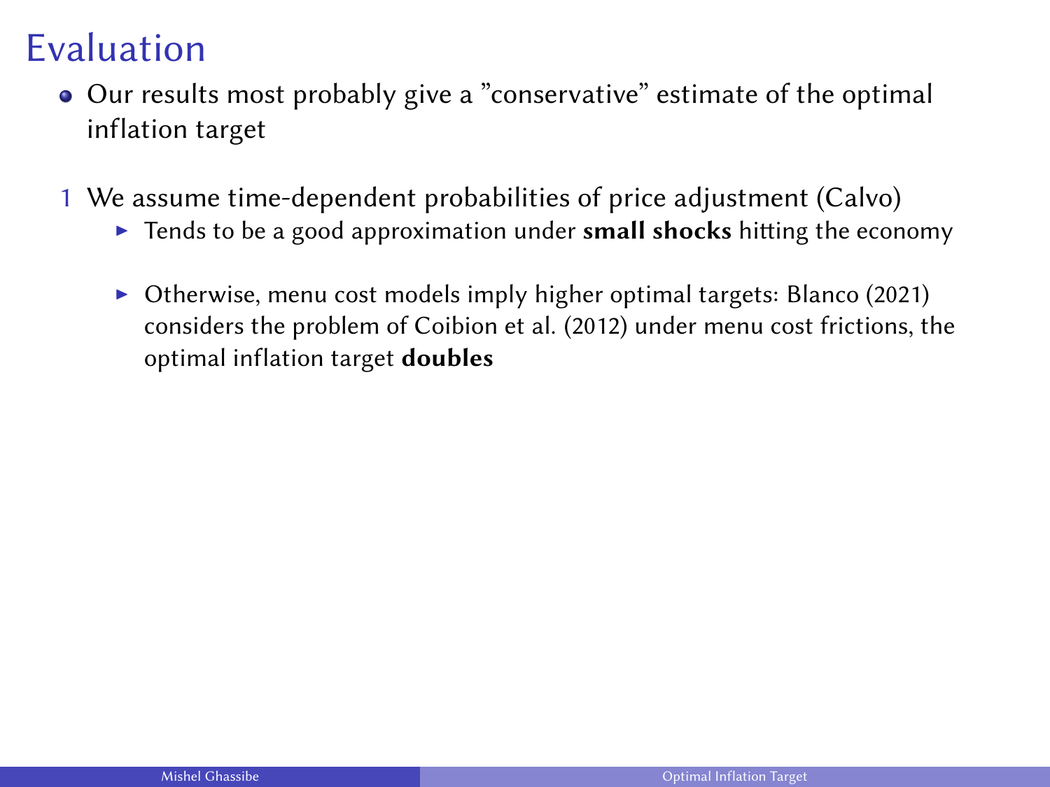# Evaluation

- Our results most probably give a "conservative" estimate of the optimal inflation target

1. We assume time-dependent probabilities of price adjustment (Calvo)
   - Tends to be a good approximation under **small shocks** hitting the economy
   - Otherwise, menu cost models imply higher optimal targets: Blanco (2021) considers the problem of Coibion et al. (2012) under menu cost frictions, the optimal inflation target **doubles**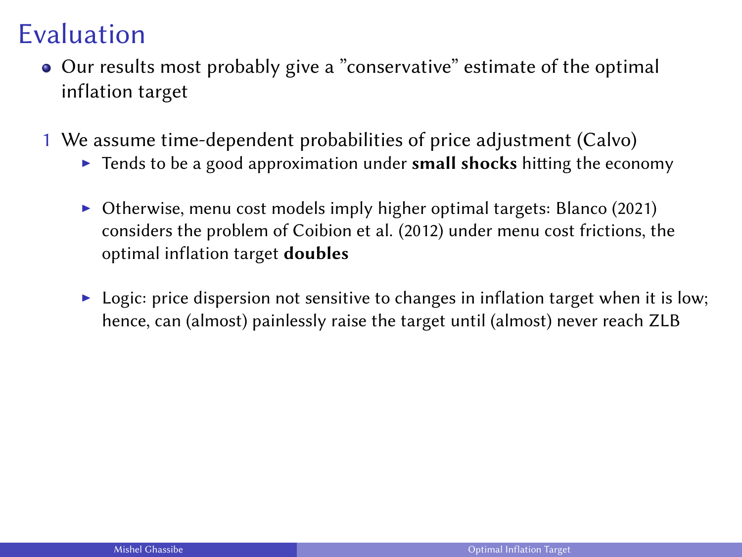# Evaluation

- Our results most probably give a "conservative" estimate of the optimal inflation target

1. We assume time-dependent probabilities of price adjustment (Calvo)
   - Tends to be a good approximation under **small shocks** hitting the economy
   - Otherwise, menu cost models imply higher optimal targets: Blanco (2021) considers the problem of Coibion et al. (2012) under menu cost frictions, the optimal inflation target **doubles**
   - Logic: price dispersion not sensitive to changes in inflation target when it is low; hence, can (almost) painlessly raise the target until (almost) never reach ZLB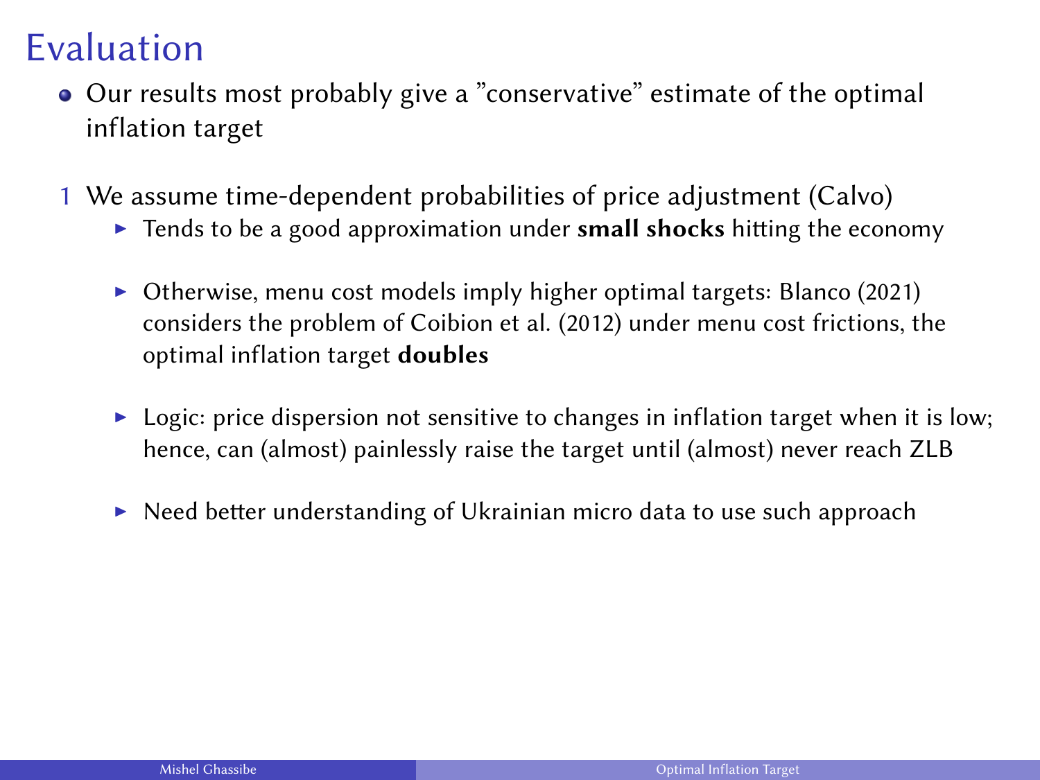# Evaluation

- Our results most probably give a "conservative" estimate of the optimal inflation target

1. We assume time-dependent probabilities of price adjustment (Calvo)
   - Tends to be a good approximation under **small shocks** hitting the economy
   - Otherwise, menu cost models imply higher optimal targets: Blanco (2021) considers the problem of Coibion et al. (2012) under menu cost frictions, the optimal inflation target **doubles**
   - Logic: price dispersion not sensitive to changes in inflation target when it is low; hence, can (almost) painlessly raise the target until (almost) never reach ZLB
   - Need better understanding of Ukrainian micro data to use such approach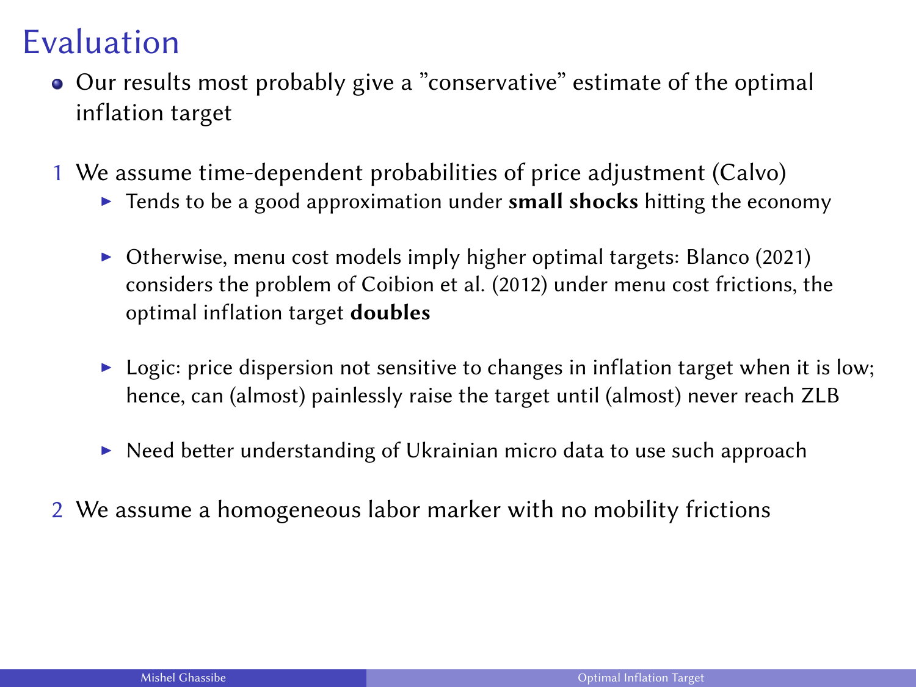# Evaluation

- Our results most probably give a "conservative" estimate of the optimal inflation target

1. We assume time-dependent probabilities of price adjustment (Calvo)
   - Tends to be a good approximation under **small shocks** hitting the economy
   - Otherwise, menu cost models imply higher optimal targets: Blanco (2021) considers the problem of Coibion et al. (2012) under menu cost frictions, the optimal inflation target **doubles**
   - Logic: price dispersion not sensitive to changes in inflation target when it is low; hence, can (almost) painlessly raise the target until (almost) never reach ZLB
   - Need better understanding of Ukrainian micro data to use such approach
2. We assume a homogeneous labor marker with no mobility frictions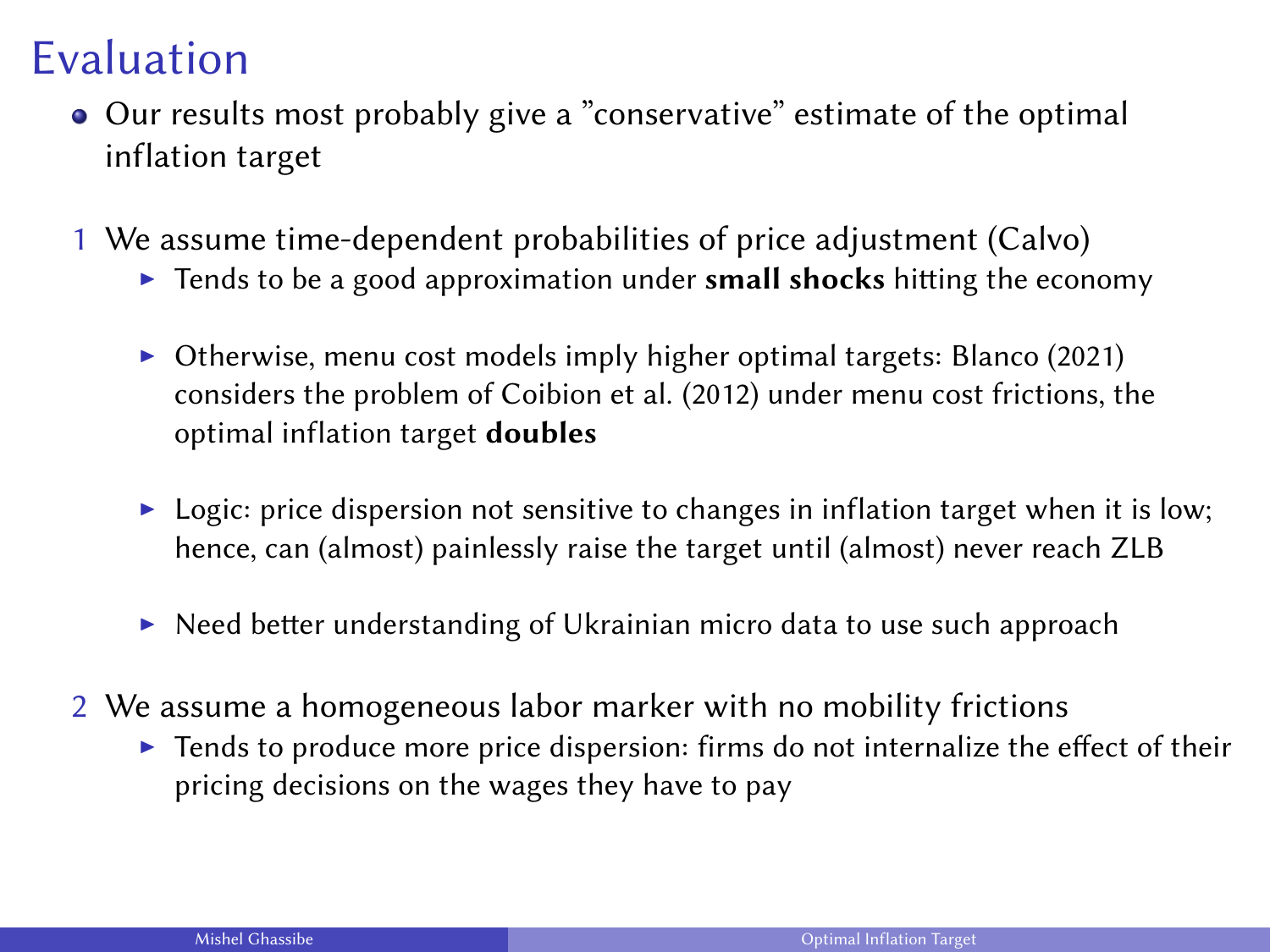# Evaluation

- Our results most probably give a "conservative" estimate of the optimal inflation target

1. We assume time-dependent probabilities of price adjustment (Calvo)
   - Tends to be a good approximation under **small shocks** hitting the economy
   - Otherwise, menu cost models imply higher optimal targets: Blanco (2021) considers the problem of Coibion et al. (2012) under menu cost frictions, the optimal inflation target **doubles**
   - Logic: price dispersion not sensitive to changes in inflation target when it is low; hence, can (almost) painlessly raise the target until (almost) never reach ZLB
   - Need better understanding of Ukrainian micro data to use such approach
2. We assume a homogeneous labor marker with no mobility frictions
   - Tends to produce more price dispersion: firms do not internalize the effect of their pricing decisions on the wages they have to pay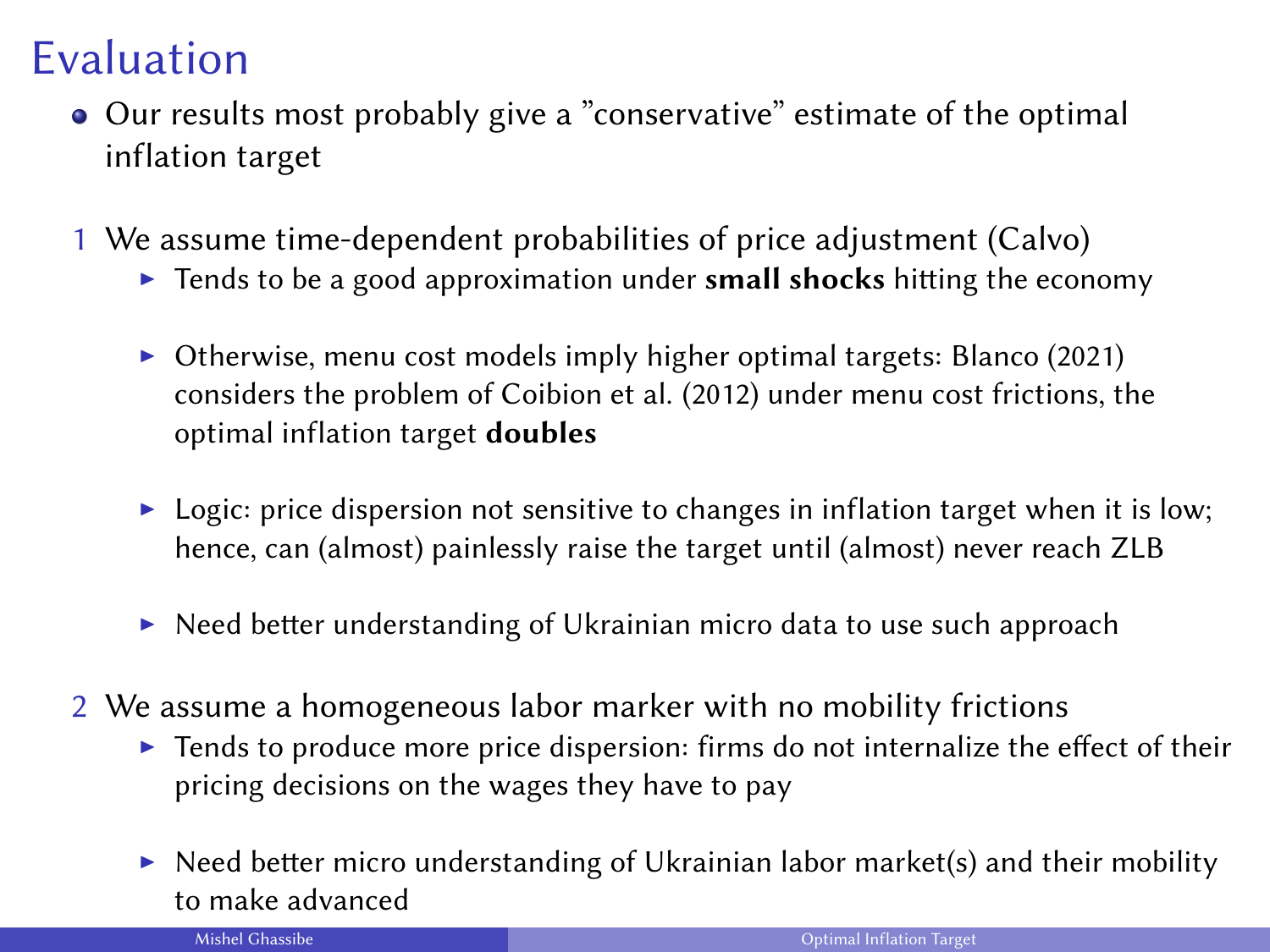# Evaluation

- Our results most probably give a "conservative" estimate of the optimal inflation target

1. We assume time-dependent probabilities of price adjustment (Calvo)
   - Tends to be a good approximation under **small shocks** hitting the economy
   - Otherwise, menu cost models imply higher optimal targets: Blanco (2021) considers the problem of Coibion et al. (2012) under menu cost frictions, the optimal inflation target **doubles**
   - Logic: price dispersion not sensitive to changes in inflation target when it is low; hence, can (almost) painlessly raise the target until (almost) never reach ZLB
   - Need better understanding of Ukrainian micro data to use such approach
2. We assume a homogeneous labor marker with no mobility frictions
   - Tends to produce more price dispersion: firms do not internalize the effect of their pricing decisions on the wages they have to pay
   - Need better micro understanding of Ukrainian labor market(s) and their mobility to make advanced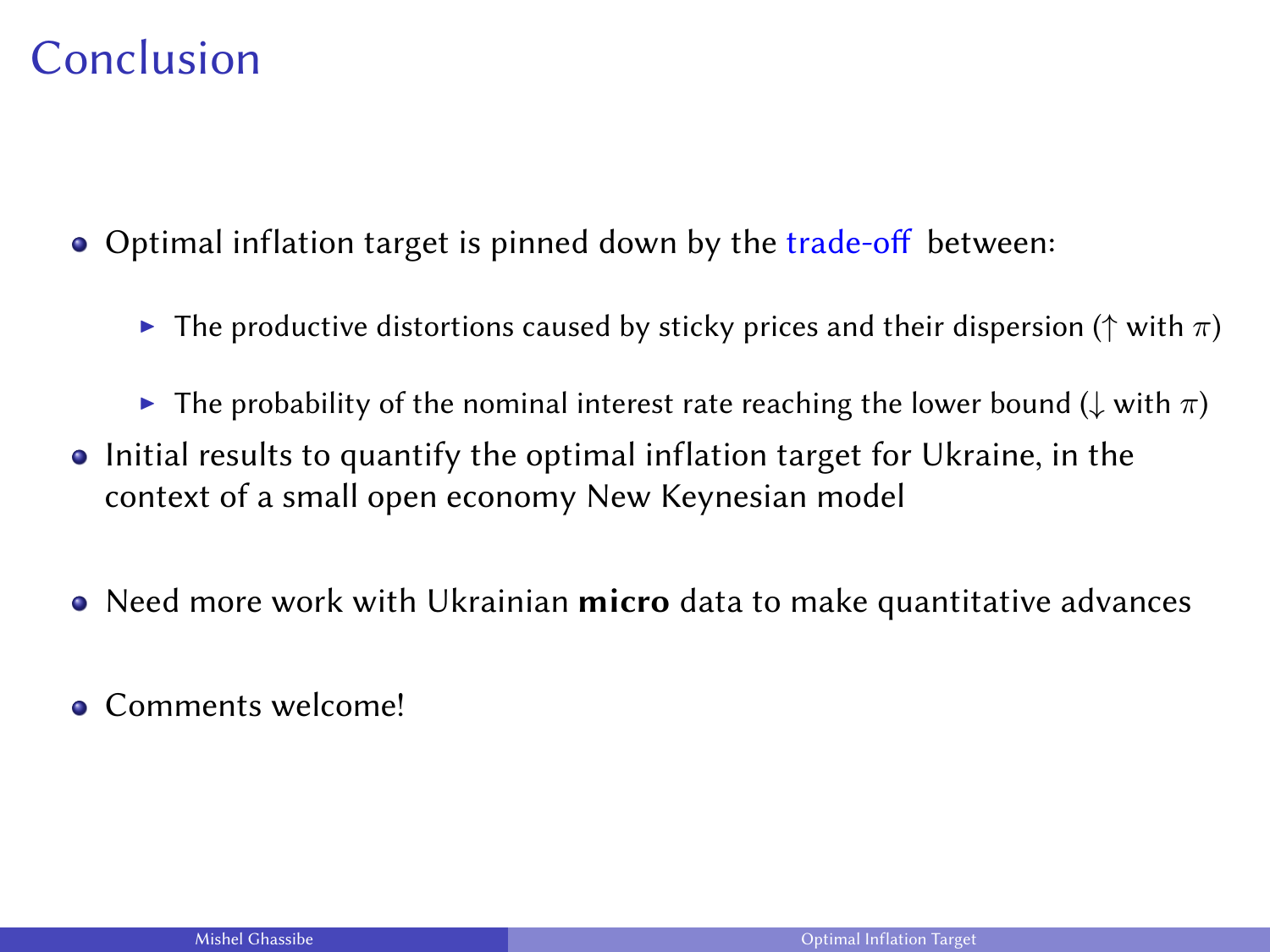# Conclusion

- Optimal inflation target is pinned down by the trade-off between:
  - The productive distortions caused by sticky prices and their dispersion ($\uparrow$ with $\pi$)
  - The probability of the nominal interest rate reaching the lower bound ($\downarrow$ with $\pi$)
- Initial results to quantify the optimal inflation target for Ukraine, in the context of a small open economy New Keynesian model
- Need more work with Ukrainian **micro** data to make quantitative advances
- Comments welcome!